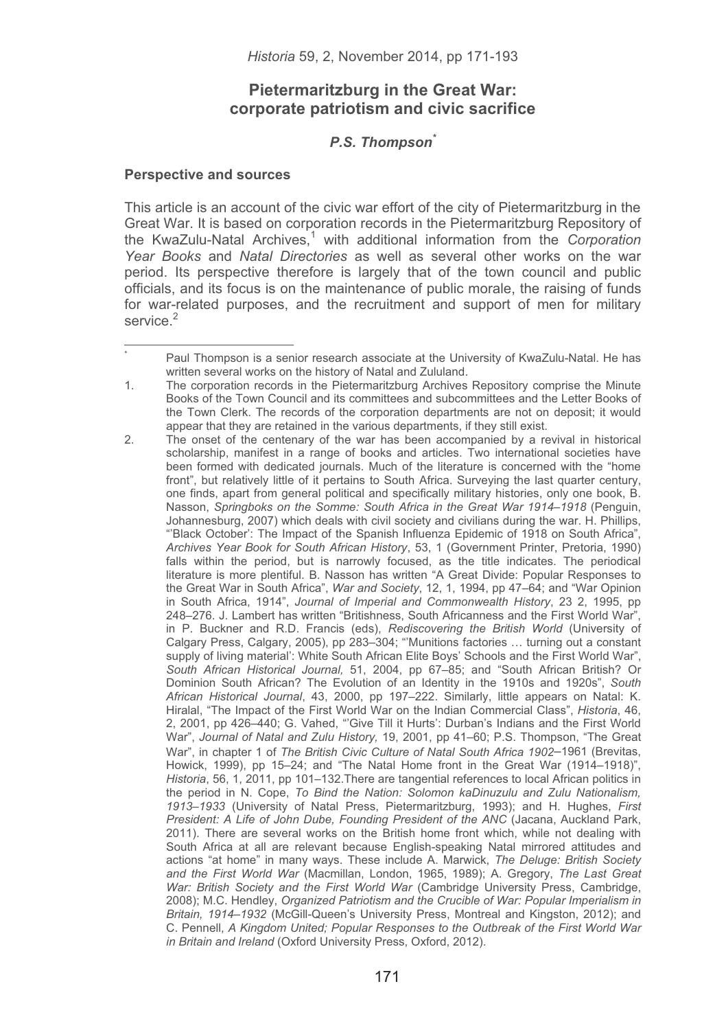# Pietermaritzburg in the Great War: corporate patriotism and civic sacrifice

***P.S. Thompson*** [*]

## Perspective and sources

This article is an account of the civic war effort of the city of Pietermaritzburg in the Great War. It is based on corporation records in the Pietermaritzburg Repository of the KwaZulu-Natal Archives,[1] with additional information from the *Corporation Year Books* and *Natal Directories* as well as several other works on the war period. Its perspective therefore is largely that of the town council and public officials, and its focus is on the maintenance of public morale, the raising of funds for war-related purposes, and the recruitment and support of men for military service.[2]

---

\* Paul Thompson is a senior research associate at the University of KwaZulu-Natal. He has written several works on the history of Natal and Zululand.

1. The corporation records in the Pietermaritzburg Archives Repository comprise the Minute Books of the Town Council and its committees and subcommittees and the Letter Books of the Town Clerk. The records of the corporation departments are not on deposit; it would appear that they are retained in the various departments, if they still exist.

2. The onset of the centenary of the war has been accompanied by a revival in historical scholarship, manifest in a range of books and articles. Two international societies have been formed with dedicated journals. Much of the literature is concerned with the "home front", but relatively little of it pertains to South Africa. Surveying the last quarter century, one finds, apart from general political and specifically military histories, only one book, B. Nasson, *Springboks on the Somme: South Africa in the Great War 1914–1918* (Penguin, Johannesburg, 2007) which deals with civil society and civilians during the war. H. Phillips, "'Black October': The Impact of the Spanish Influenza Epidemic of 1918 on South Africa", *Archives Year Book for South African History*, 53, 1 (Government Printer, Pretoria, 1990) falls within the period, but is narrowly focused, as the title indicates. The periodical literature is more plentiful. B. Nasson has written "A Great Divide: Popular Responses to the Great War in South Africa", *War and Society*, 12, 1, 1994, pp 47–64; and "War Opinion in South Africa, 1914", *Journal of Imperial and Commonwealth History*, 23 2, 1995, pp 248–276. J. Lambert has written "Britishness, South Africanness and the First World War", in P. Buckner and R.D. Francis (eds), *Rediscovering the British World* (University of Calgary Press, Calgary, 2005), pp 283–304; "'Munitions factories … turning out a constant supply of living material': White South African Elite Boys' Schools and the First World War", *South African Historical Journal,* 51, 2004, pp 67–85; and "South African British? Or Dominion South African? The Evolution of an Identity in the 1910s and 1920s", *South African Historical Journal*, 43, 2000, pp 197–222. Similarly, little appears on Natal: K. Hiralal, "The Impact of the First World War on the Indian Commercial Class", *Historia*, 46, 2, 2001, pp 426–440; G. Vahed, "'Give Till it Hurts': Durban's Indians and the First World War", *Journal of Natal and Zulu History,* 19, 2001, pp 41–60; P.S. Thompson, "The Great War", in chapter 1 of *The British Civic Culture of Natal South Africa 1902*–1961 (Brevitas, Howick, 1999), pp 15–24; and "The Natal Home front in the Great War (1914–1918)", *Historia*, 56, 1, 2011, pp 101–132.There are tangential references to local African politics in the period in N. Cope, *To Bind the Nation: Solomon kaDinuzulu and Zulu Nationalism, 1913–1933* (University of Natal Press, Pietermaritzburg, 1993); and H. Hughes, *First President: A Life of John Dube, Founding President of the ANC* (Jacana, Auckland Park, 2011). There are several works on the British home front which, while not dealing with South Africa at all are relevant because English-speaking Natal mirrored attitudes and actions "at home" in many ways. These include A. Marwick, *The Deluge: British Society and the First World War* (Macmillan, London, 1965, 1989); A. Gregory, *The Last Great War: British Society and the First World War* (Cambridge University Press, Cambridge, 2008); M.C. Hendley, *Organized Patriotism and the Crucible of War: Popular Imperialism in Britain, 1914–1932* (McGill-Queen's University Press, Montreal and Kingston, 2012); and C. Pennell, *A Kingdom United; Popular Responses to the Outbreak of the First World War in Britain and Ireland* (Oxford University Press, Oxford, 2012).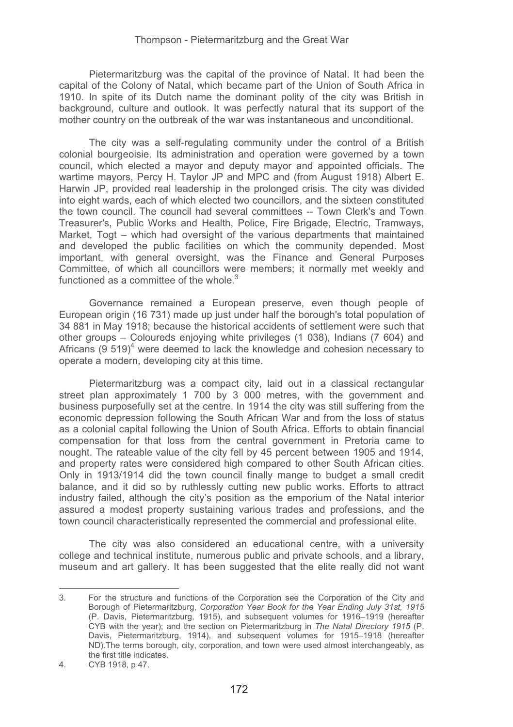Pietermaritzburg was the capital of the province of Natal. It had been the capital of the Colony of Natal, which became part of the Union of South Africa in 1910. In spite of its Dutch name the dominant polity of the city was British in background, culture and outlook. It was perfectly natural that its support of the mother country on the outbreak of the war was instantaneous and unconditional.

The city was a self-regulating community under the control of a British colonial bourgeoisie. Its administration and operation were governed by a town council, which elected a mayor and deputy mayor and appointed officials. The wartime mayors, Percy H. Taylor JP and MPC and (from August 1918) Albert E. Harwin JP, provided real leadership in the prolonged crisis. The city was divided into eight wards, each of which elected two councillors, and the sixteen constituted the town council. The council had several committees -- Town Clerk's and Town Treasurer's, Public Works and Health, Police, Fire Brigade, Electric, Tramways, Market, Togt – which had oversight of the various departments that maintained and developed the public facilities on which the community depended. Most important, with general oversight, was the Finance and General Purposes Committee, of which all councillors were members; it normally met weekly and functioned as a committee of the whole.[3]

Governance remained a European preserve, even though people of European origin (16 731) made up just under half the borough's total population of 34 881 in May 1918; because the historical accidents of settlement were such that other groups – Coloureds enjoying white privileges (1 038), Indians (7 604) and Africans (9 519)[4] were deemed to lack the knowledge and cohesion necessary to operate a modern, developing city at this time.

Pietermaritzburg was a compact city, laid out in a classical rectangular street plan approximately 1 700 by 3 000 metres, with the government and business purposefully set at the centre. In 1914 the city was still suffering from the economic depression following the South African War and from the loss of status as a colonial capital following the Union of South Africa. Efforts to obtain financial compensation for that loss from the central government in Pretoria came to nought. The rateable value of the city fell by 45 percent between 1905 and 1914, and property rates were considered high compared to other South African cities. Only in 1913/1914 did the town council finally mange to budget a small credit balance, and it did so by ruthlessly cutting new public works. Efforts to attract industry failed, although the city's position as the emporium of the Natal interior assured a modest property sustaining various trades and professions, and the town council characteristically represented the commercial and professional elite.

The city was also considered an educational centre, with a university college and technical institute, numerous public and private schools, and a library, museum and art gallery. It has been suggested that the elite really did not want

---

3. For the structure and functions of the Corporation see the Corporation of the City and Borough of Pietermaritzburg, *Corporation Year Book for the Year Ending July 31st, 1915* (P. Davis, Pietermaritzburg, 1915), and subsequent volumes for 1916–1919 (hereafter CYB with the year); and the section on Pietermaritzburg in *The Natal Directory 1915* (P. Davis, Pietermaritzburg, 1914), and subsequent volumes for 1915–1918 (hereafter ND).The terms borough, city, corporation, and town were used almost interchangeably, as the first title indicates.
4. CYB 1918, p 47.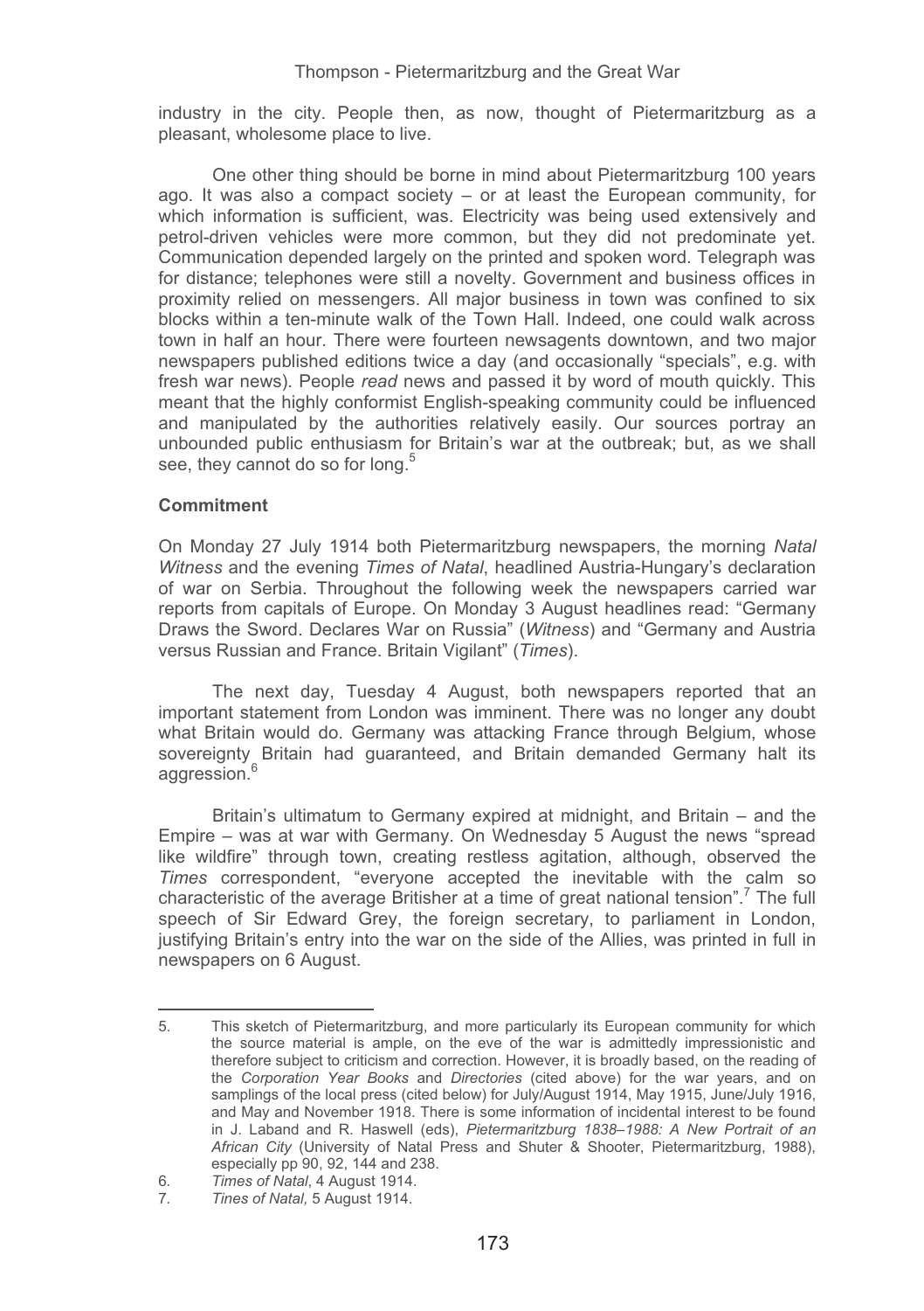industry in the city. People then, as now, thought of Pietermaritzburg as a pleasant, wholesome place to live.

One other thing should be borne in mind about Pietermaritzburg 100 years ago. It was also a compact society – or at least the European community, for which information is sufficient, was. Electricity was being used extensively and petrol-driven vehicles were more common, but they did not predominate yet. Communication depended largely on the printed and spoken word. Telegraph was for distance; telephones were still a novelty. Government and business offices in proximity relied on messengers. All major business in town was confined to six blocks within a ten-minute walk of the Town Hall. Indeed, one could walk across town in half an hour. There were fourteen newsagents downtown, and two major newspapers published editions twice a day (and occasionally "specials", e.g. with fresh war news). People *read* news and passed it by word of mouth quickly. This meant that the highly conformist English-speaking community could be influenced and manipulated by the authorities relatively easily. Our sources portray an unbounded public enthusiasm for Britain's war at the outbreak; but, as we shall see, they cannot do so for long.[5]

**Commitment**

On Monday 27 July 1914 both Pietermaritzburg newspapers, the morning *Natal Witness* and the evening *Times of Natal*, headlined Austria-Hungary's declaration of war on Serbia. Throughout the following week the newspapers carried war reports from capitals of Europe. On Monday 3 August headlines read: "Germany Draws the Sword. Declares War on Russia" (*Witness*) and "Germany and Austria versus Russian and France. Britain Vigilant" (*Times*).

The next day, Tuesday 4 August, both newspapers reported that an important statement from London was imminent. There was no longer any doubt what Britain would do. Germany was attacking France through Belgium, whose sovereignty Britain had guaranteed, and Britain demanded Germany halt its aggression.[6]

Britain's ultimatum to Germany expired at midnight, and Britain – and the Empire – was at war with Germany. On Wednesday 5 August the news "spread like wildfire" through town, creating restless agitation, although, observed the *Times* correspondent, "everyone accepted the inevitable with the calm so characteristic of the average Britisher at a time of great national tension".[7] The full speech of Sir Edward Grey, the foreign secretary, to parliament in London, justifying Britain's entry into the war on the side of the Allies, was printed in full in newspapers on 6 August.

---

5. This sketch of Pietermaritzburg, and more particularly its European community for which the source material is ample, on the eve of the war is admittedly impressionistic and therefore subject to criticism and correction. However, it is broadly based, on the reading of the *Corporation Year Books* and *Directories* (cited above) for the war years, and on samplings of the local press (cited below) for July/August 1914, May 1915, June/July 1916, and May and November 1918. There is some information of incidental interest to be found in J. Laband and R. Haswell (eds), *Pietermaritzburg 1838–1988: A New Portrait of an African City* (University of Natal Press and Shuter & Shooter, Pietermaritzburg, 1988), especially pp 90, 92, 144 and 238.
6. *Times of Natal*, 4 August 1914.
7. *Tines of Natal,* 5 August 1914.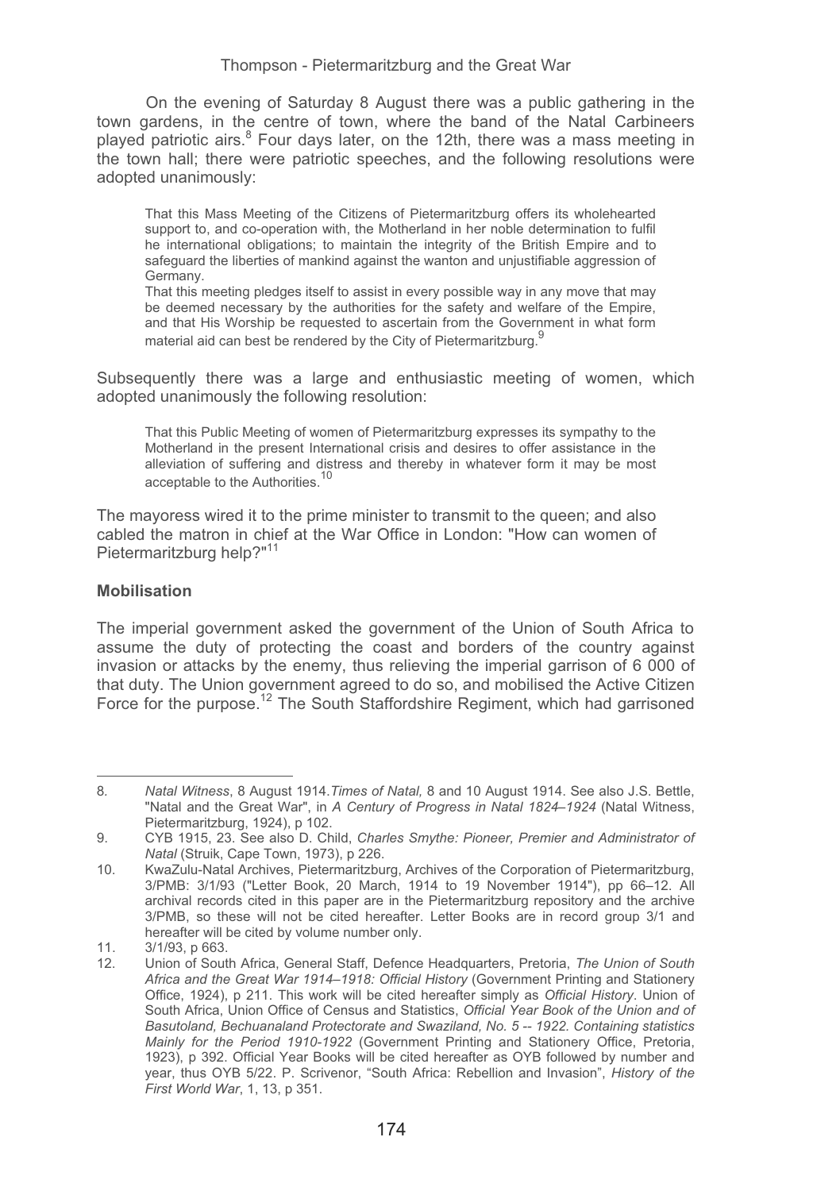On the evening of Saturday 8 August there was a public gathering in the town gardens, in the centre of town, where the band of the Natal Carbineers played patriotic airs.[8] Four days later, on the 12th, there was a mass meeting in the town hall; there were patriotic speeches, and the following resolutions were adopted unanimously:

> That this Mass Meeting of the Citizens of Pietermaritzburg offers its wholehearted support to, and co-operation with, the Motherland in her noble determination to fulfil he international obligations; to maintain the integrity of the British Empire and to safeguard the liberties of mankind against the wanton and unjustifiable aggression of Germany.
>
> That this meeting pledges itself to assist in every possible way in any move that may be deemed necessary by the authorities for the safety and welfare of the Empire, and that His Worship be requested to ascertain from the Government in what form material aid can best be rendered by the City of Pietermaritzburg.[9]

Subsequently there was a large and enthusiastic meeting of women, which adopted unanimously the following resolution:

> That this Public Meeting of women of Pietermaritzburg expresses its sympathy to the Motherland in the present International crisis and desires to offer assistance in the alleviation of suffering and distress and thereby in whatever form it may be most acceptable to the Authorities.[10]

The mayoress wired it to the prime minister to transmit to the queen; and also cabled the matron in chief at the War Office in London: "How can women of Pietermaritzburg help?"[11]

### Mobilisation

The imperial government asked the government of the Union of South Africa to assume the duty of protecting the coast and borders of the country against invasion or attacks by the enemy, thus relieving the imperial garrison of 6 000 of that duty. The Union government agreed to do so, and mobilised the Active Citizen Force for the purpose.[12] The South Staffordshire Regiment, which had garrisoned

---

8. *Natal Witness*, 8 August 1914. *Times of Natal,* 8 and 10 August 1914. See also J.S. Bettle, "Natal and the Great War", in *A Century of Progress in Natal 1824–1924* (Natal Witness, Pietermaritzburg, 1924), p 102.
9. CYB 1915, 23. See also D. Child, *Charles Smythe: Pioneer, Premier and Administrator of Natal* (Struik, Cape Town, 1973), p 226.
10. KwaZulu-Natal Archives, Pietermaritzburg, Archives of the Corporation of Pietermaritzburg, 3/PMB: 3/1/93 ("Letter Book, 20 March, 1914 to 19 November 1914"), pp 66–12. All archival records cited in this paper are in the Pietermaritzburg repository and the archive 3/PMB, so these will not be cited hereafter. Letter Books are in record group 3/1 and hereafter will be cited by volume number only.
11. 3/1/93, p 663.
12. Union of South Africa, General Staff, Defence Headquarters, Pretoria, *The Union of South Africa and the Great War 1914–1918: Official History* (Government Printing and Stationery Office, 1924), p 211. This work will be cited hereafter simply as *Official History*. Union of South Africa, Union Office of Census and Statistics, *Official Year Book of the Union and of Basutoland, Bechuanaland Protectorate and Swaziland, No. 5 -- 1922. Containing statistics Mainly for the Period 1910-1922* (Government Printing and Stationery Office, Pretoria, 1923), p 392. Official Year Books will be cited hereafter as OYB followed by number and year, thus OYB 5/22. P. Scrivenor, "South Africa: Rebellion and Invasion", *History of the First World War*, 1, 13, p 351.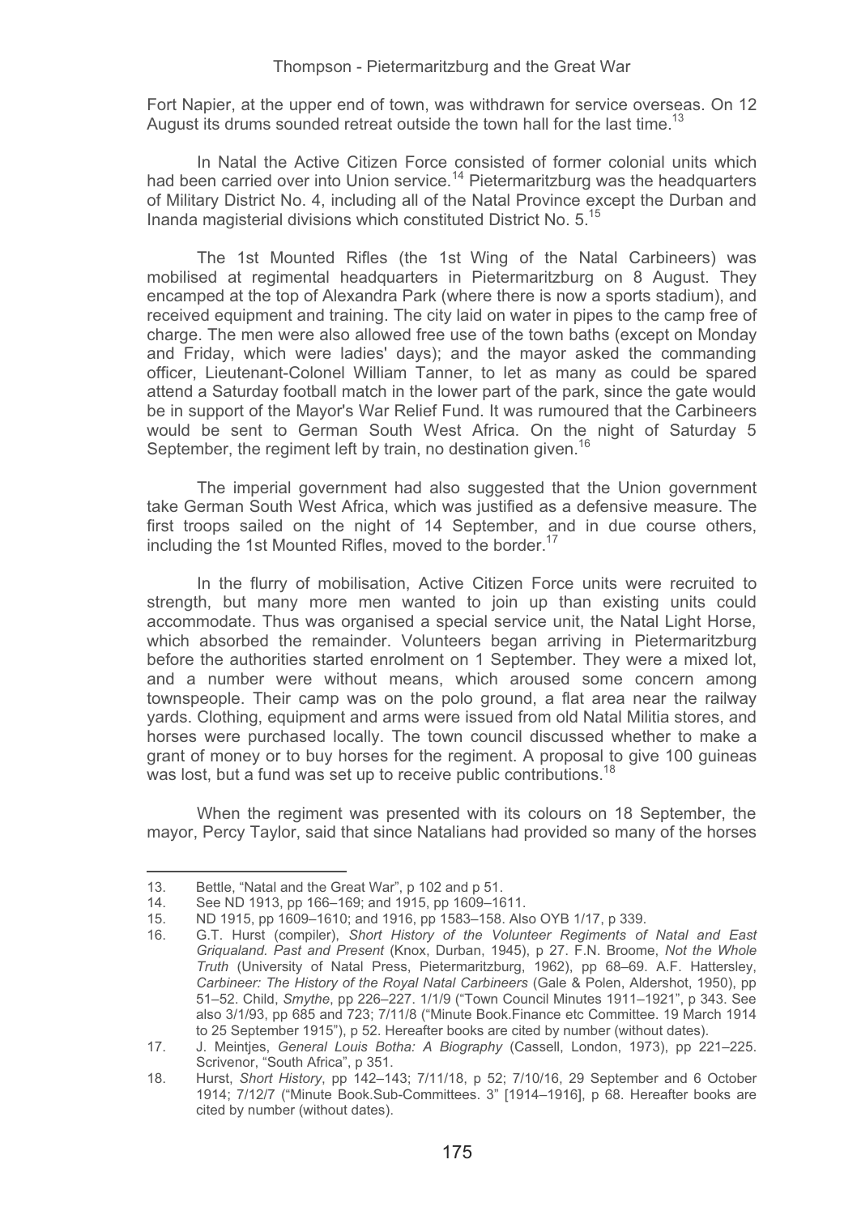Fort Napier, at the upper end of town, was withdrawn for service overseas. On 12 August its drums sounded retreat outside the town hall for the last time.[13]

In Natal the Active Citizen Force consisted of former colonial units which had been carried over into Union service.[14] Pietermaritzburg was the headquarters of Military District No. 4, including all of the Natal Province except the Durban and Inanda magisterial divisions which constituted District No. 5.[15]

The 1st Mounted Rifles (the 1st Wing of the Natal Carbineers) was mobilised at regimental headquarters in Pietermaritzburg on 8 August. They encamped at the top of Alexandra Park (where there is now a sports stadium), and received equipment and training. The city laid on water in pipes to the camp free of charge. The men were also allowed free use of the town baths (except on Monday and Friday, which were ladies' days); and the mayor asked the commanding officer, Lieutenant-Colonel William Tanner, to let as many as could be spared attend a Saturday football match in the lower part of the park, since the gate would be in support of the Mayor's War Relief Fund. It was rumoured that the Carbineers would be sent to German South West Africa. On the night of Saturday 5 September, the regiment left by train, no destination given.[16]

The imperial government had also suggested that the Union government take German South West Africa, which was justified as a defensive measure. The first troops sailed on the night of 14 September, and in due course others, including the 1st Mounted Rifles, moved to the border.[17]

In the flurry of mobilisation, Active Citizen Force units were recruited to strength, but many more men wanted to join up than existing units could accommodate. Thus was organised a special service unit, the Natal Light Horse, which absorbed the remainder. Volunteers began arriving in Pietermaritzburg before the authorities started enrolment on 1 September. They were a mixed lot, and a number were without means, which aroused some concern among townspeople. Their camp was on the polo ground, a flat area near the railway yards. Clothing, equipment and arms were issued from old Natal Militia stores, and horses were purchased locally. The town council discussed whether to make a grant of money or to buy horses for the regiment. A proposal to give 100 guineas was lost, but a fund was set up to receive public contributions.[18]

When the regiment was presented with its colours on 18 September, the mayor, Percy Taylor, said that since Natalians had provided so many of the horses

---

13. Bettle, "Natal and the Great War", p 102 and p 51.
14. See ND 1913, pp 166–169; and 1915, pp 1609–1611.
15. ND 1915, pp 1609–1610; and 1916, pp 1583–158. Also OYB 1/17, p 339.
16. G.T. Hurst (compiler), *Short History of the Volunteer Regiments of Natal and East Griqualand. Past and Present* (Knox, Durban, 1945), p 27. F.N. Broome, *Not the Whole Truth* (University of Natal Press, Pietermaritzburg, 1962), pp 68–69. A.F. Hattersley, *Carbineer: The History of the Royal Natal Carbineers* (Gale & Polen, Aldershot, 1950), pp 51–52. Child, *Smythe*, pp 226–227. 1/1/9 ("Town Council Minutes 1911–1921", p 343. See also 3/1/93, pp 685 and 723; 7/11/8 ("Minute Book.Finance etc Committee. 19 March 1914 to 25 September 1915"), p 52. Hereafter books are cited by number (without dates).
17. J. Meintjes, *General Louis Botha: A Biography* (Cassell, London, 1973), pp 221–225. Scrivenor, "South Africa", p 351.
18. Hurst, *Short History*, pp 142–143; 7/11/18, p 52; 7/10/16, 29 September and 6 October 1914; 7/12/7 ("Minute Book.Sub-Committees. 3" [1914–1916], p 68. Hereafter books are cited by number (without dates).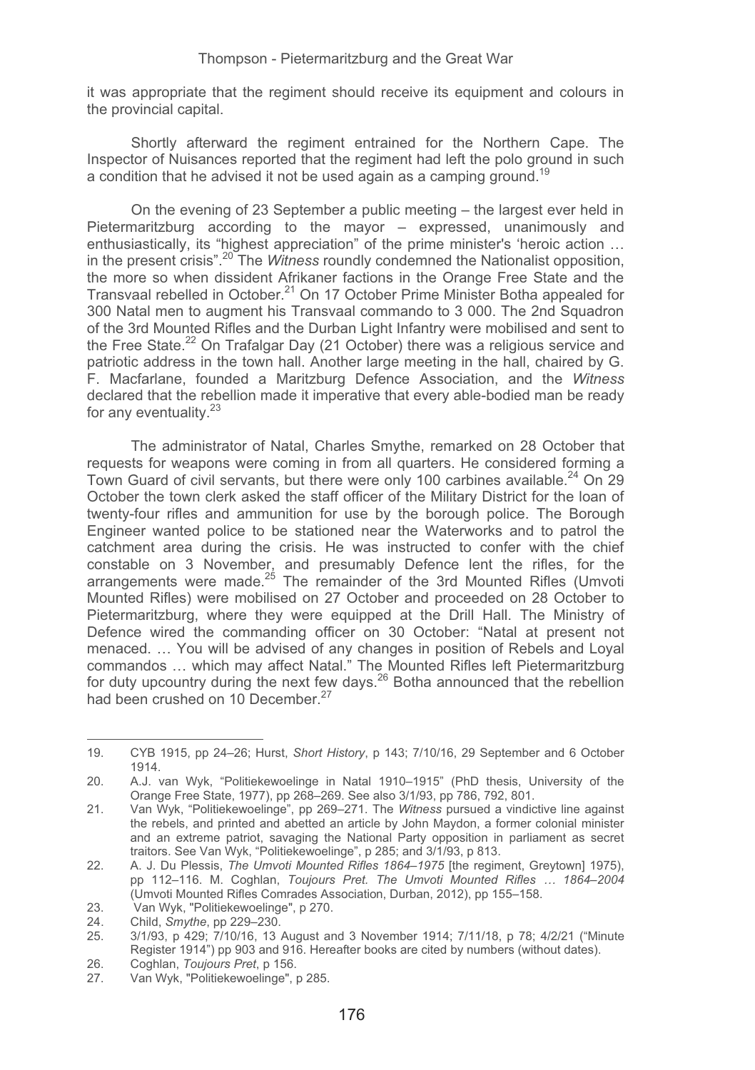it was appropriate that the regiment should receive its equipment and colours in the provincial capital.

Shortly afterward the regiment entrained for the Northern Cape. The Inspector of Nuisances reported that the regiment had left the polo ground in such a condition that he advised it not be used again as a camping ground.[19]

On the evening of 23 September a public meeting – the largest ever held in Pietermaritzburg according to the mayor – expressed, unanimously and enthusiastically, its "highest appreciation" of the prime minister's 'heroic action … in the present crisis".[20] The *Witness* roundly condemned the Nationalist opposition, the more so when dissident Afrikaner factions in the Orange Free State and the Transvaal rebelled in October.[21] On 17 October Prime Minister Botha appealed for 300 Natal men to augment his Transvaal commando to 3 000. The 2nd Squadron of the 3rd Mounted Rifles and the Durban Light Infantry were mobilised and sent to the Free State.[22] On Trafalgar Day (21 October) there was a religious service and patriotic address in the town hall. Another large meeting in the hall, chaired by G. F. Macfarlane, founded a Maritzburg Defence Association, and the *Witness* declared that the rebellion made it imperative that every able-bodied man be ready for any eventuality.[23]

The administrator of Natal, Charles Smythe, remarked on 28 October that requests for weapons were coming in from all quarters. He considered forming a Town Guard of civil servants, but there were only 100 carbines available.[24] On 29 October the town clerk asked the staff officer of the Military District for the loan of twenty-four rifles and ammunition for use by the borough police. The Borough Engineer wanted police to be stationed near the Waterworks and to patrol the catchment area during the crisis. He was instructed to confer with the chief constable on 3 November, and presumably Defence lent the rifles, for the arrangements were made.[25] The remainder of the 3rd Mounted Rifles (Umvoti Mounted Rifles) were mobilised on 27 October and proceeded on 28 October to Pietermaritzburg, where they were equipped at the Drill Hall. The Ministry of Defence wired the commanding officer on 30 October: "Natal at present not menaced. … You will be advised of any changes in position of Rebels and Loyal commandos … which may affect Natal." The Mounted Rifles left Pietermaritzburg for duty upcountry during the next few days.[26] Botha announced that the rebellion had been crushed on 10 December.[27]

---

19. CYB 1915, pp 24–26; Hurst, *Short History*, p 143; 7/10/16, 29 September and 6 October 1914.
20. A.J. van Wyk, "Politiekewoelinge in Natal 1910–1915" (PhD thesis, University of the Orange Free State, 1977), pp 268–269. See also 3/1/93, pp 786, 792, 801.
21. Van Wyk, "Politiekewoelinge", pp 269–271. The *Witness* pursued a vindictive line against the rebels, and printed and abetted an article by John Maydon, a former colonial minister and an extreme patriot, savaging the National Party opposition in parliament as secret traitors. See Van Wyk, "Politiekewoelinge", p 285; and 3/1/93, p 813.
22. A. J. Du Plessis, *The Umvoti Mounted Rifles 1864–1975* [the regiment, Greytown] 1975), pp 112–116. M. Coghlan, *Toujours Pret. The Umvoti Mounted Rifles … 1864–2004* (Umvoti Mounted Rifles Comrades Association, Durban, 2012), pp 155–158.
23. Van Wyk, "Politiekewoelinge", p 270.
24. Child, *Smythe*, pp 229–230.
25. 3/1/93, p 429; 7/10/16, 13 August and 3 November 1914; 7/11/18, p 78; 4/2/21 ("Minute Register 1914") pp 903 and 916. Hereafter books are cited by numbers (without dates).
26. Coghlan, *Toujours Pret*, p 156.
27. Van Wyk, "Politiekewoelinge", p 285.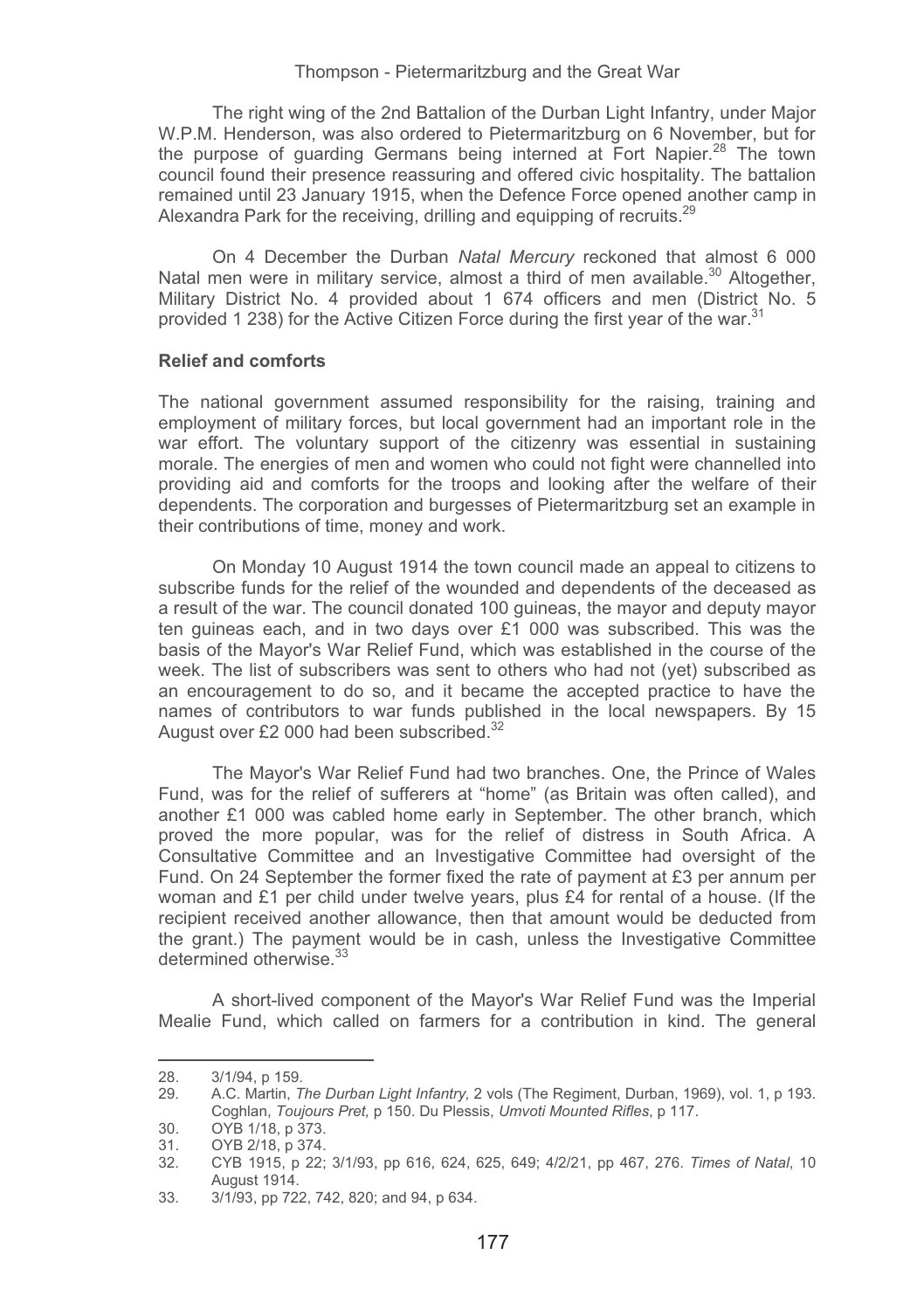The right wing of the 2nd Battalion of the Durban Light Infantry, under Major W.P.M. Henderson, was also ordered to Pietermaritzburg on 6 November, but for the purpose of guarding Germans being interned at Fort Napier.[28] The town council found their presence reassuring and offered civic hospitality. The battalion remained until 23 January 1915, when the Defence Force opened another camp in Alexandra Park for the receiving, drilling and equipping of recruits.[29]

On 4 December the Durban *Natal Mercury* reckoned that almost 6 000 Natal men were in military service, almost a third of men available.[30] Altogether, Military District No. 4 provided about 1 674 officers and men (District No. 5 provided 1 238) for the Active Citizen Force during the first year of the war.[31]

**Relief and comforts**

The national government assumed responsibility for the raising, training and employment of military forces, but local government had an important role in the war effort. The voluntary support of the citizenry was essential in sustaining morale. The energies of men and women who could not fight were channelled into providing aid and comforts for the troops and looking after the welfare of their dependents. The corporation and burgesses of Pietermaritzburg set an example in their contributions of time, money and work.

On Monday 10 August 1914 the town council made an appeal to citizens to subscribe funds for the relief of the wounded and dependents of the deceased as a result of the war. The council donated 100 guineas, the mayor and deputy mayor ten guineas each, and in two days over £1 000 was subscribed. This was the basis of the Mayor's War Relief Fund, which was established in the course of the week. The list of subscribers was sent to others who had not (yet) subscribed as an encouragement to do so, and it became the accepted practice to have the names of contributors to war funds published in the local newspapers. By 15 August over £2 000 had been subscribed.[32]

The Mayor's War Relief Fund had two branches. One, the Prince of Wales Fund, was for the relief of sufferers at "home" (as Britain was often called), and another £1 000 was cabled home early in September. The other branch, which proved the more popular, was for the relief of distress in South Africa. A Consultative Committee and an Investigative Committee had oversight of the Fund. On 24 September the former fixed the rate of payment at £3 per annum per woman and £1 per child under twelve years, plus £4 for rental of a house. (If the recipient received another allowance, then that amount would be deducted from the grant.) The payment would be in cash, unless the Investigative Committee determined otherwise.[33]

A short-lived component of the Mayor's War Relief Fund was the Imperial Mealie Fund, which called on farmers for a contribution in kind. The general

---

28. 3/1/94, p 159.
29. A.C. Martin, *The Durban Light Infantry,* 2 vols (The Regiment, Durban, 1969), vol. 1, p 193. Coghlan, *Toujours Pret,* p 150. Du Plessis, *Umvoti Mounted Rifles*, p 117.
30. OYB 1/18, p 373.
31. OYB 2/18, p 374.
32. CYB 1915, p 22; 3/1/93, pp 616, 624, 625, 649; 4/2/21, pp 467, 276. *Times of Natal*, 10 August 1914.
33. 3/1/93, pp 722, 742, 820; and 94, p 634.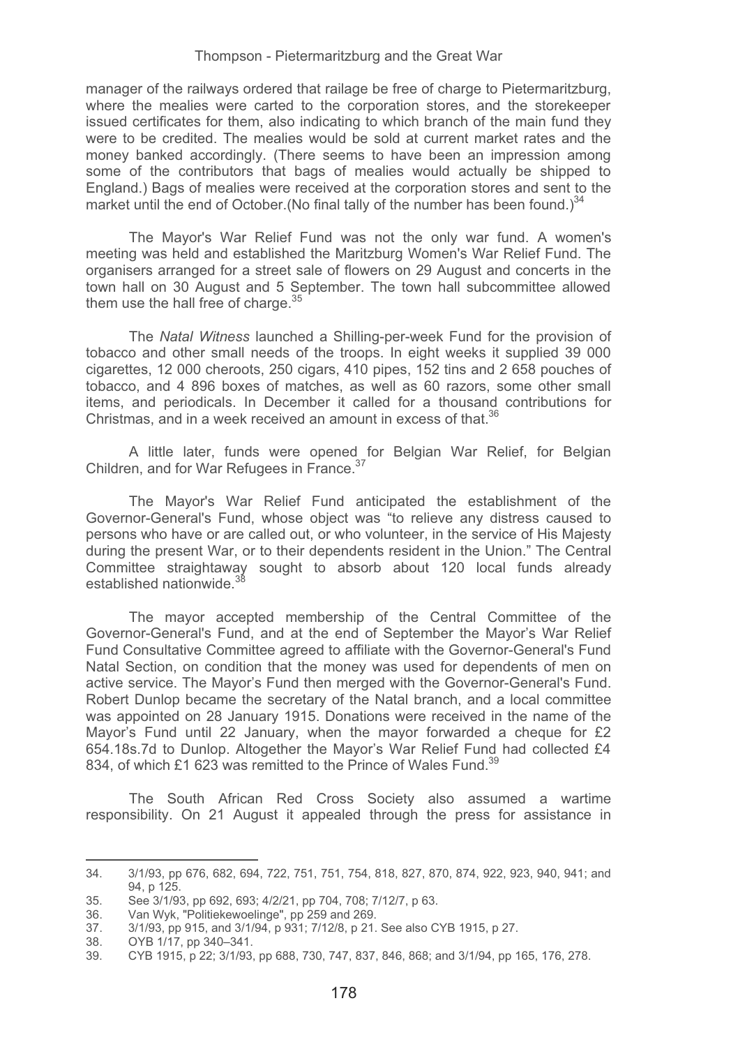manager of the railways ordered that railage be free of charge to Pietermaritzburg, where the mealies were carted to the corporation stores, and the storekeeper issued certificates for them, also indicating to which branch of the main fund they were to be credited. The mealies would be sold at current market rates and the money banked accordingly. (There seems to have been an impression among some of the contributors that bags of mealies would actually be shipped to England.) Bags of mealies were received at the corporation stores and sent to the market until the end of October.(No final tally of the number has been found.)[34]

The Mayor's War Relief Fund was not the only war fund. A women's meeting was held and established the Maritzburg Women's War Relief Fund. The organisers arranged for a street sale of flowers on 29 August and concerts in the town hall on 30 August and 5 September. The town hall subcommittee allowed them use the hall free of charge.[35]

The *Natal Witness* launched a Shilling-per-week Fund for the provision of tobacco and other small needs of the troops. In eight weeks it supplied 39 000 cigarettes, 12 000 cheroots, 250 cigars, 410 pipes, 152 tins and 2 658 pouches of tobacco, and 4 896 boxes of matches, as well as 60 razors, some other small items, and periodicals. In December it called for a thousand contributions for Christmas, and in a week received an amount in excess of that.[36]

A little later, funds were opened for Belgian War Relief, for Belgian Children, and for War Refugees in France.[37]

The Mayor's War Relief Fund anticipated the establishment of the Governor-General's Fund, whose object was "to relieve any distress caused to persons who have or are called out, or who volunteer, in the service of His Majesty during the present War, or to their dependents resident in the Union." The Central Committee straightaway sought to absorb about 120 local funds already established nationwide.[38]

The mayor accepted membership of the Central Committee of the Governor-General's Fund, and at the end of September the Mayor's War Relief Fund Consultative Committee agreed to affiliate with the Governor-General's Fund Natal Section, on condition that the money was used for dependents of men on active service. The Mayor's Fund then merged with the Governor-General's Fund. Robert Dunlop became the secretary of the Natal branch, and a local committee was appointed on 28 January 1915. Donations were received in the name of the Mayor's Fund until 22 January, when the mayor forwarded a cheque for £2 654.18s.7d to Dunlop. Altogether the Mayor's War Relief Fund had collected £4 834, of which £1 623 was remitted to the Prince of Wales Fund.[39]

The South African Red Cross Society also assumed a wartime responsibility. On 21 August it appealed through the press for assistance in

---

34. 3/1/93, pp 676, 682, 694, 722, 751, 751, 754, 818, 827, 870, 874, 922, 923, 940, 941; and 94, p 125.
35. See 3/1/93, pp 692, 693; 4/2/21, pp 704, 708; 7/12/7, p 63.
36. Van Wyk, "Politiekewoelinge", pp 259 and 269.
37. 3/1/93, pp 915, and 3/1/94, p 931; 7/12/8, p 21. See also CYB 1915, p 27.
38. OYB 1/17, pp 340–341.
39. CYB 1915, p 22; 3/1/93, pp 688, 730, 747, 837, 846, 868; and 3/1/94, pp 165, 176, 278.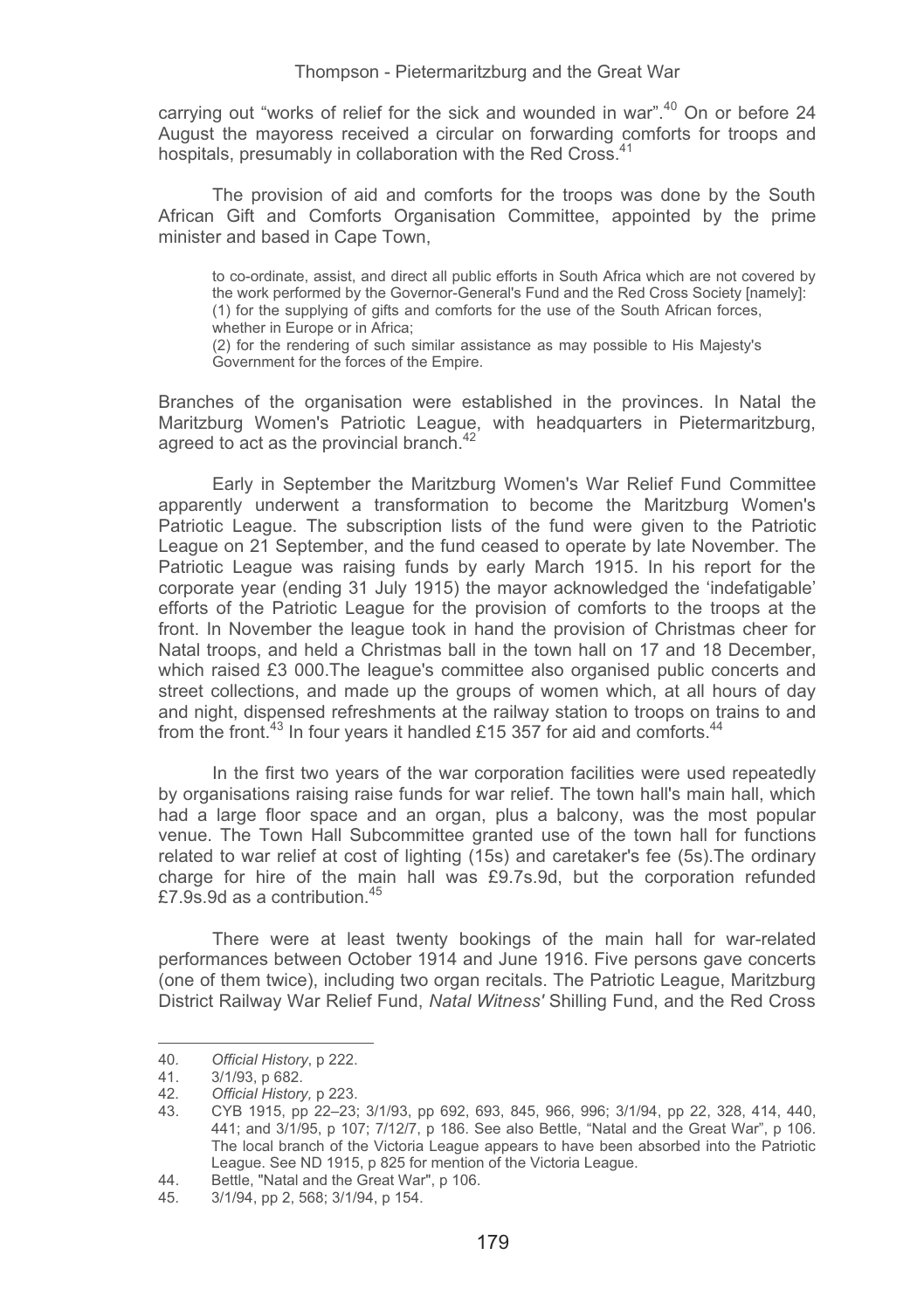carrying out "works of relief for the sick and wounded in war".[40] On or before 24 August the mayoress received a circular on forwarding comforts for troops and hospitals, presumably in collaboration with the Red Cross.[41]

The provision of aid and comforts for the troops was done by the South African Gift and Comforts Organisation Committee, appointed by the prime minister and based in Cape Town,

> to co-ordinate, assist, and direct all public efforts in South Africa which are not covered by the work performed by the Governor-General's Fund and the Red Cross Society [namely]:
> (1) for the supplying of gifts and comforts for the use of the South African forces, whether in Europe or in Africa;
> (2) for the rendering of such similar assistance as may possible to His Majesty's Government for the forces of the Empire.

Branches of the organisation were established in the provinces. In Natal the Maritzburg Women's Patriotic League, with headquarters in Pietermaritzburg, agreed to act as the provincial branch.[42]

Early in September the Maritzburg Women's War Relief Fund Committee apparently underwent a transformation to become the Maritzburg Women's Patriotic League. The subscription lists of the fund were given to the Patriotic League on 21 September, and the fund ceased to operate by late November. The Patriotic League was raising funds by early March 1915. In his report for the corporate year (ending 31 July 1915) the mayor acknowledged the 'indefatigable' efforts of the Patriotic League for the provision of comforts to the troops at the front. In November the league took in hand the provision of Christmas cheer for Natal troops, and held a Christmas ball in the town hall on 17 and 18 December, which raised £3 000.The league's committee also organised public concerts and street collections, and made up the groups of women which, at all hours of day and night, dispensed refreshments at the railway station to troops on trains to and from the front.[43] In four years it handled £15 357 for aid and comforts.[44]

In the first two years of the war corporation facilities were used repeatedly by organisations raising raise funds for war relief. The town hall's main hall, which had a large floor space and an organ, plus a balcony, was the most popular venue. The Town Hall Subcommittee granted use of the town hall for functions related to war relief at cost of lighting (15s) and caretaker's fee (5s).The ordinary charge for hire of the main hall was £9.7s.9d, but the corporation refunded £7.9s.9d as a contribution.[45]

There were at least twenty bookings of the main hall for war-related performances between October 1914 and June 1916. Five persons gave concerts (one of them twice), including two organ recitals. The Patriotic League, Maritzburg District Railway War Relief Fund, *Natal Witness'* Shilling Fund, and the Red Cross

---

40. *Official History*, p 222.
41. 3/1/93, p 682.
42. *Official History,* p 223.
43. CYB 1915, pp 22–23; 3/1/93, pp 692, 693, 845, 966, 996; 3/1/94, pp 22, 328, 414, 440, 441; and 3/1/95, p 107; 7/12/7, p 186. See also Bettle, "Natal and the Great War", p 106. The local branch of the Victoria League appears to have been absorbed into the Patriotic League. See ND 1915, p 825 for mention of the Victoria League.
44. Bettle, "Natal and the Great War", p 106.
45. 3/1/94, pp 2, 568; 3/1/94, p 154.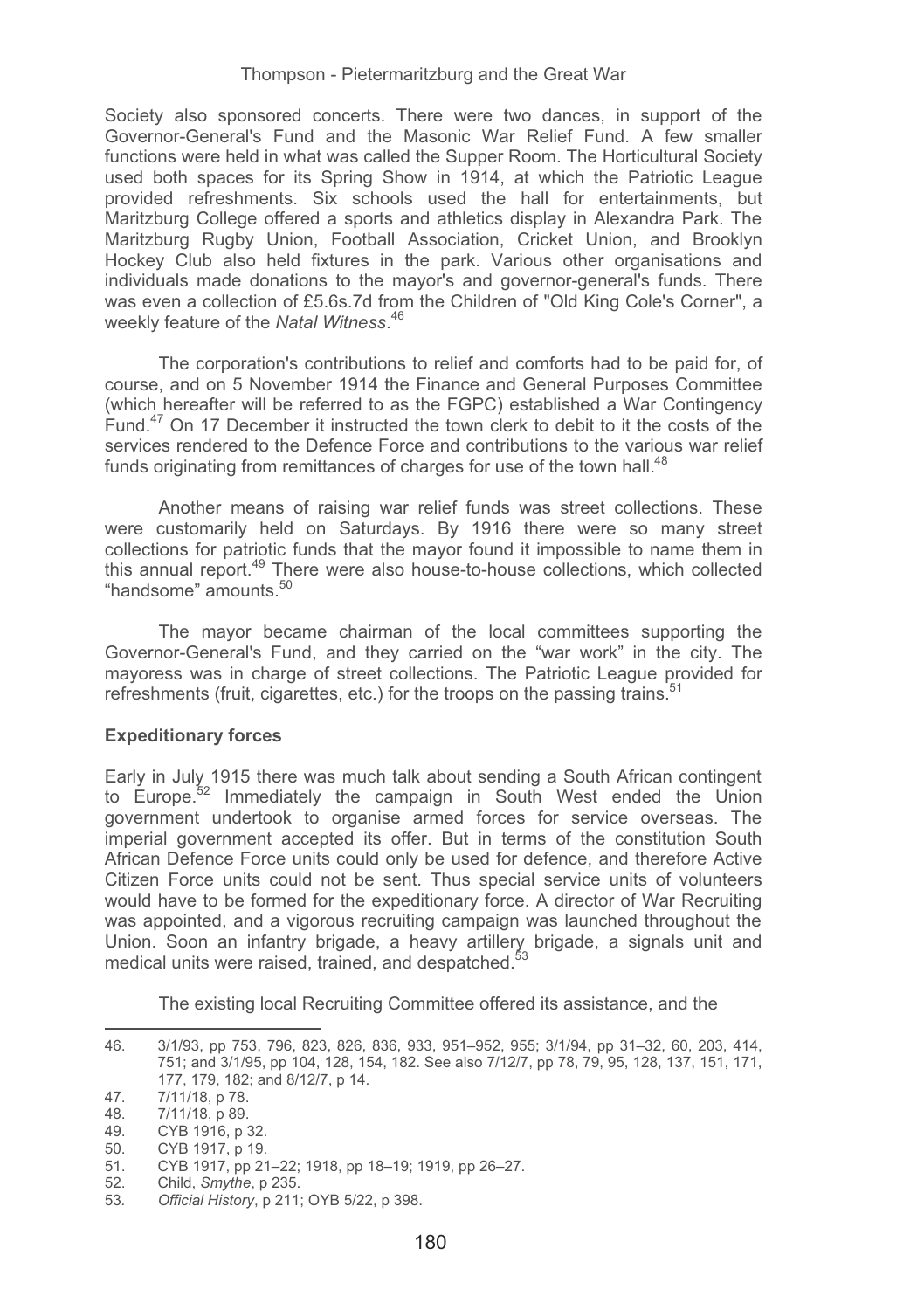Society also sponsored concerts. There were two dances, in support of the Governor-General's Fund and the Masonic War Relief Fund. A few smaller functions were held in what was called the Supper Room. The Horticultural Society used both spaces for its Spring Show in 1914, at which the Patriotic League provided refreshments. Six schools used the hall for entertainments, but Maritzburg College offered a sports and athletics display in Alexandra Park. The Maritzburg Rugby Union, Football Association, Cricket Union, and Brooklyn Hockey Club also held fixtures in the park. Various other organisations and individuals made donations to the mayor's and governor-general's funds. There was even a collection of £5.6s.7d from the Children of "Old King Cole's Corner", a weekly feature of the *Natal Witness*.[46]

The corporation's contributions to relief and comforts had to be paid for, of course, and on 5 November 1914 the Finance and General Purposes Committee (which hereafter will be referred to as the FGPC) established a War Contingency Fund.[47] On 17 December it instructed the town clerk to debit to it the costs of the services rendered to the Defence Force and contributions to the various war relief funds originating from remittances of charges for use of the town hall.[48]

Another means of raising war relief funds was street collections. These were customarily held on Saturdays. By 1916 there were so many street collections for patriotic funds that the mayor found it impossible to name them in this annual report.[49] There were also house-to-house collections, which collected "handsome" amounts.[50]

The mayor became chairman of the local committees supporting the Governor-General's Fund, and they carried on the "war work" in the city. The mayoress was in charge of street collections. The Patriotic League provided for refreshments (fruit, cigarettes, etc.) for the troops on the passing trains.[51]

**Expeditionary forces**

Early in July 1915 there was much talk about sending a South African contingent to Europe.[52] Immediately the campaign in South West ended the Union government undertook to organise armed forces for service overseas. The imperial government accepted its offer. But in terms of the constitution South African Defence Force units could only be used for defence, and therefore Active Citizen Force units could not be sent. Thus special service units of volunteers would have to be formed for the expeditionary force. A director of War Recruiting was appointed, and a vigorous recruiting campaign was launched throughout the Union. Soon an infantry brigade, a heavy artillery brigade, a signals unit and medical units were raised, trained, and despatched.[53]

The existing local Recruiting Committee offered its assistance, and the

---

46. 3/1/93, pp 753, 796, 823, 826, 836, 933, 951–952, 955; 3/1/94, pp 31–32, 60, 203, 414, 751; and 3/1/95, pp 104, 128, 154, 182. See also 7/12/7, pp 78, 79, 95, 128, 137, 151, 171, 177, 179, 182; and 8/12/7, p 14.
47. 7/11/18, p 78.
48. 7/11/18, p 89.
49. CYB 1916, p 32.
50. CYB 1917, p 19.
51. CYB 1917, pp 21–22; 1918, pp 18–19; 1919, pp 26–27.
52. Child, *Smythe*, p 235.
53. *Official History*, p 211; OYB 5/22, p 398.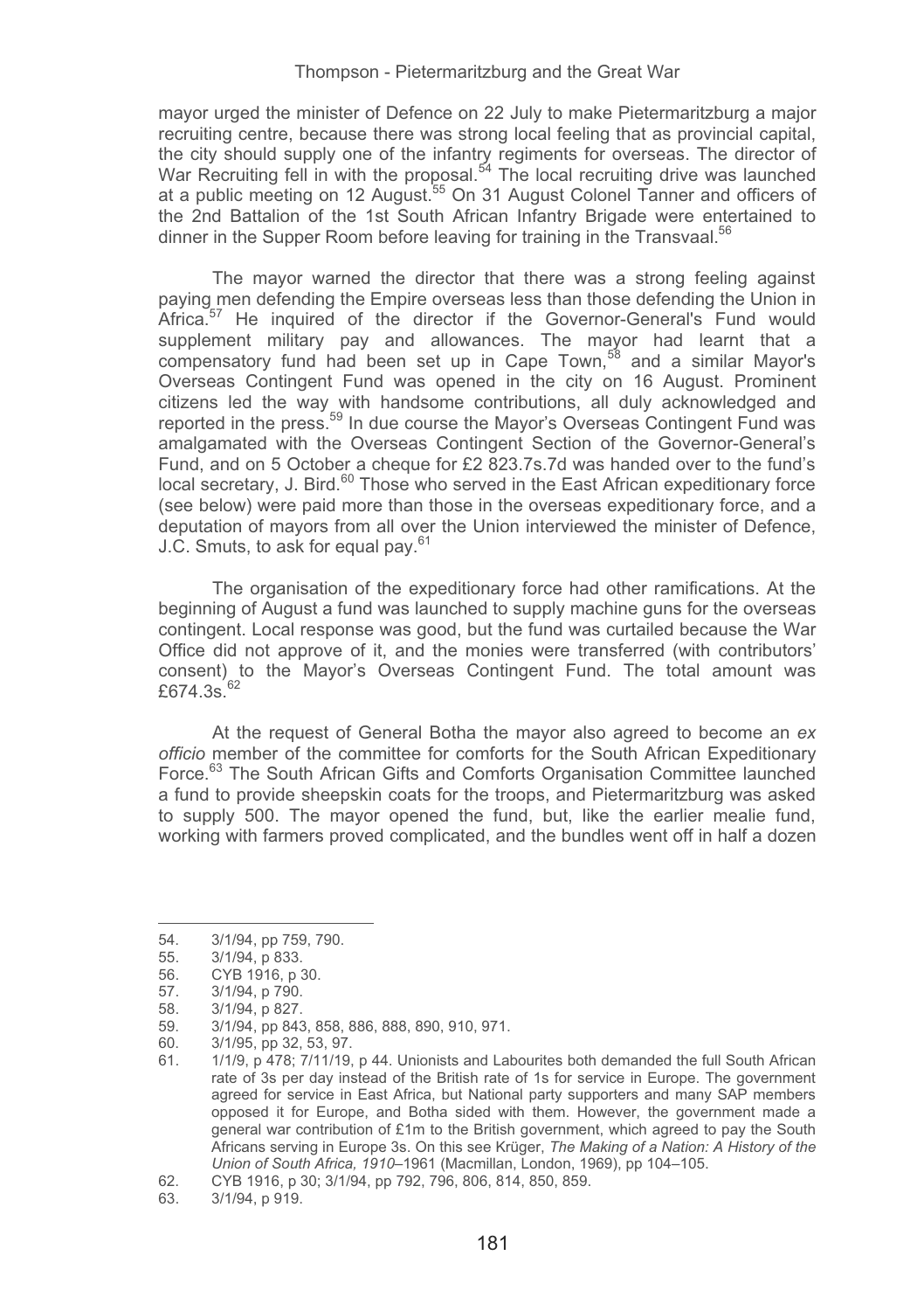mayor urged the minister of Defence on 22 July to make Pietermaritzburg a major recruiting centre, because there was strong local feeling that as provincial capital, the city should supply one of the infantry regiments for overseas. The director of War Recruiting fell in with the proposal.[54] The local recruiting drive was launched at a public meeting on 12 August.[55] On 31 August Colonel Tanner and officers of the 2nd Battalion of the 1st South African Infantry Brigade were entertained to dinner in the Supper Room before leaving for training in the Transvaal.[56]

The mayor warned the director that there was a strong feeling against paying men defending the Empire overseas less than those defending the Union in Africa.[57] He inquired of the director if the Governor-General's Fund would supplement military pay and allowances. The mayor had learnt that a compensatory fund had been set up in Cape Town,[58] and a similar Mayor's Overseas Contingent Fund was opened in the city on 16 August. Prominent citizens led the way with handsome contributions, all duly acknowledged and reported in the press.[59] In due course the Mayor's Overseas Contingent Fund was amalgamated with the Overseas Contingent Section of the Governor-General's Fund, and on 5 October a cheque for £2 823.7s.7d was handed over to the fund's local secretary, J. Bird.[60] Those who served in the East African expeditionary force (see below) were paid more than those in the overseas expeditionary force, and a deputation of mayors from all over the Union interviewed the minister of Defence, J.C. Smuts, to ask for equal pay.[61]

The organisation of the expeditionary force had other ramifications. At the beginning of August a fund was launched to supply machine guns for the overseas contingent. Local response was good, but the fund was curtailed because the War Office did not approve of it, and the monies were transferred (with contributors' consent) to the Mayor's Overseas Contingent Fund. The total amount was £674.3s.[62]

At the request of General Botha the mayor also agreed to become an *ex officio* member of the committee for comforts for the South African Expeditionary Force.[63] The South African Gifts and Comforts Organisation Committee launched a fund to provide sheepskin coats for the troops, and Pietermaritzburg was asked to supply 500. The mayor opened the fund, but, like the earlier mealie fund, working with farmers proved complicated, and the bundles went off in half a dozen

---

54. 3/1/94, pp 759, 790.
55. 3/1/94, p 833.
56. CYB 1916, p 30.
57. 3/1/94, p 790.
58. 3/1/94, p 827.
59. 3/1/94, pp 843, 858, 886, 888, 890, 910, 971.
60. 3/1/95, pp 32, 53, 97.
61. 1/1/9, p 478; 7/11/19, p 44. Unionists and Labourites both demanded the full South African rate of 3s per day instead of the British rate of 1s for service in Europe. The government agreed for service in East Africa, but National party supporters and many SAP members opposed it for Europe, and Botha sided with them. However, the government made a general war contribution of £1m to the British government, which agreed to pay the South Africans serving in Europe 3s. On this see Krüger, *The Making of a Nation: A History of the Union of South Africa, 1910–1961* (Macmillan, London, 1969), pp 104–105.
62. CYB 1916, p 30; 3/1/94, pp 792, 796, 806, 814, 850, 859.
63. 3/1/94, p 919.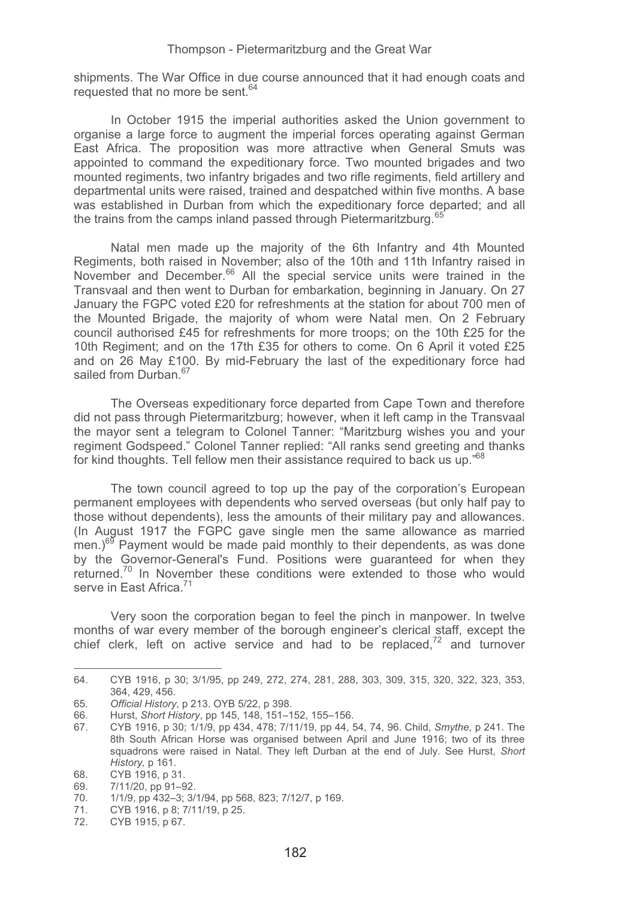shipments. The War Office in due course announced that it had enough coats and requested that no more be sent.[64]

In October 1915 the imperial authorities asked the Union government to organise a large force to augment the imperial forces operating against German East Africa. The proposition was more attractive when General Smuts was appointed to command the expeditionary force. Two mounted brigades and two mounted regiments, two infantry brigades and two rifle regiments, field artillery and departmental units were raised, trained and despatched within five months. A base was established in Durban from which the expeditionary force departed; and all the trains from the camps inland passed through Pietermaritzburg.[65]

Natal men made up the majority of the 6th Infantry and 4th Mounted Regiments, both raised in November; also of the 10th and 11th Infantry raised in November and December.[66] All the special service units were trained in the Transvaal and then went to Durban for embarkation, beginning in January. On 27 January the FGPC voted £20 for refreshments at the station for about 700 men of the Mounted Brigade, the majority of whom were Natal men. On 2 February council authorised £45 for refreshments for more troops; on the 10th £25 for the 10th Regiment; and on the 17th £35 for others to come. On 6 April it voted £25 and on 26 May £100. By mid-February the last of the expeditionary force had sailed from Durban.[67]

The Overseas expeditionary force departed from Cape Town and therefore did not pass through Pietermaritzburg; however, when it left camp in the Transvaal the mayor sent a telegram to Colonel Tanner: "Maritzburg wishes you and your regiment Godspeed." Colonel Tanner replied: "All ranks send greeting and thanks for kind thoughts. Tell fellow men their assistance required to back us up."[68]

The town council agreed to top up the pay of the corporation's European permanent employees with dependents who served overseas (but only half pay to those without dependents), less the amounts of their military pay and allowances. (In August 1917 the FGPC gave single men the same allowance as married men.)[69] Payment would be made paid monthly to their dependents, as was done by the Governor-General's Fund. Positions were guaranteed for when they returned.[70] In November these conditions were extended to those who would serve in East Africa.[71]

Very soon the corporation began to feel the pinch in manpower. In twelve months of war every member of the borough engineer's clerical staff, except the chief clerk, left on active service and had to be replaced,[72] and turnover

---

64. CYB 1916, p 30; 3/1/95, pp 249, 272, 274, 281, 288, 303, 309, 315, 320, 322, 323, 353, 364, 429, 456.
65. *Official History*, p 213. OYB 5/22, p 398.
66. Hurst, *Short History*, pp 145, 148, 151–152, 155–156.
67. CYB 1916, p 30; 1/1/9, pp 434, 478; 7/11/19, pp 44, 54, 74, 96. Child, *Smythe*, p 241. The 8th South African Horse was organised between April and June 1916; two of its three squadrons were raised in Natal. They left Durban at the end of July. See Hurst, *Short History*, p 161.
68. CYB 1916, p 31.
69. 7/11/20, pp 91–92.
70. 1/1/9, pp 432–3; 3/1/94, pp 568, 823; 7/12/7, p 169.
71. CYB 1916, p 8; 7/11/19, p 25.
72. CYB 1915, p 67.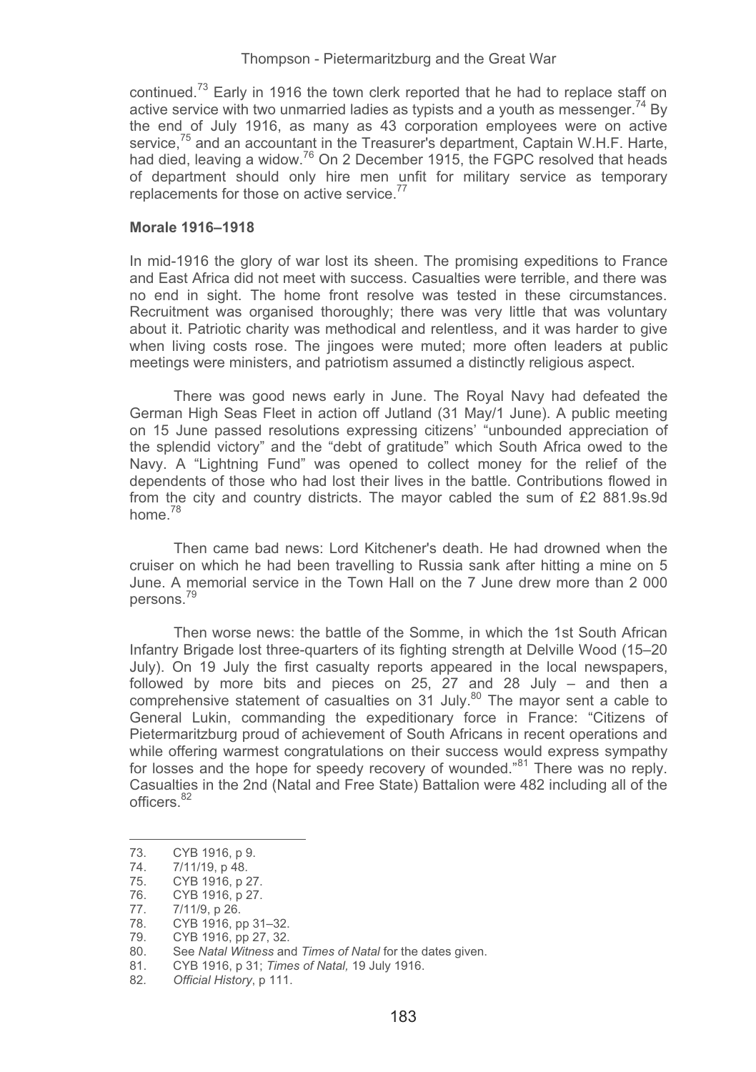continued.[73] Early in 1916 the town clerk reported that he had to replace staff on active service with two unmarried ladies as typists and a youth as messenger.[74] By the end of July 1916, as many as 43 corporation employees were on active service,[75] and an accountant in the Treasurer's department, Captain W.H.F. Harte, had died, leaving a widow.[76] On 2 December 1915, the FGPC resolved that heads of department should only hire men unfit for military service as temporary replacements for those on active service.[77]

**Morale 1916–1918**

In mid-1916 the glory of war lost its sheen. The promising expeditions to France and East Africa did not meet with success. Casualties were terrible, and there was no end in sight. The home front resolve was tested in these circumstances. Recruitment was organised thoroughly; there was very little that was voluntary about it. Patriotic charity was methodical and relentless, and it was harder to give when living costs rose. The jingoes were muted; more often leaders at public meetings were ministers, and patriotism assumed a distinctly religious aspect.

There was good news early in June. The Royal Navy had defeated the German High Seas Fleet in action off Jutland (31 May/1 June). A public meeting on 15 June passed resolutions expressing citizens' "unbounded appreciation of the splendid victory" and the "debt of gratitude" which South Africa owed to the Navy. A "Lightning Fund" was opened to collect money for the relief of the dependents of those who had lost their lives in the battle. Contributions flowed in from the city and country districts. The mayor cabled the sum of £2 881.9s.9d home.[78]

Then came bad news: Lord Kitchener's death. He had drowned when the cruiser on which he had been travelling to Russia sank after hitting a mine on 5 June. A memorial service in the Town Hall on the 7 June drew more than 2 000 persons.[79]

Then worse news: the battle of the Somme, in which the 1st South African Infantry Brigade lost three-quarters of its fighting strength at Delville Wood (15–20 July). On 19 July the first casualty reports appeared in the local newspapers, followed by more bits and pieces on 25, 27 and 28 July – and then a comprehensive statement of casualties on 31 July.[80] The mayor sent a cable to General Lukin, commanding the expeditionary force in France: "Citizens of Pietermaritzburg proud of achievement of South Africans in recent operations and while offering warmest congratulations on their success would express sympathy for losses and the hope for speedy recovery of wounded."[81] There was no reply. Casualties in the 2nd (Natal and Free State) Battalion were 482 including all of the officers.[82]

---

73. CYB 1916, p 9.
74. 7/11/19, p 48.
75. CYB 1916, p 27.
76. CYB 1916, p 27.
77. 7/11/9, p 26.
78. CYB 1916, pp 31–32.
79. CYB 1916, pp 27, 32.
80. See *Natal Witness* and *Times of Natal* for the dates given.
81. CYB 1916, p 31; *Times of Natal,* 19 July 1916.
82. *Official History*, p 111.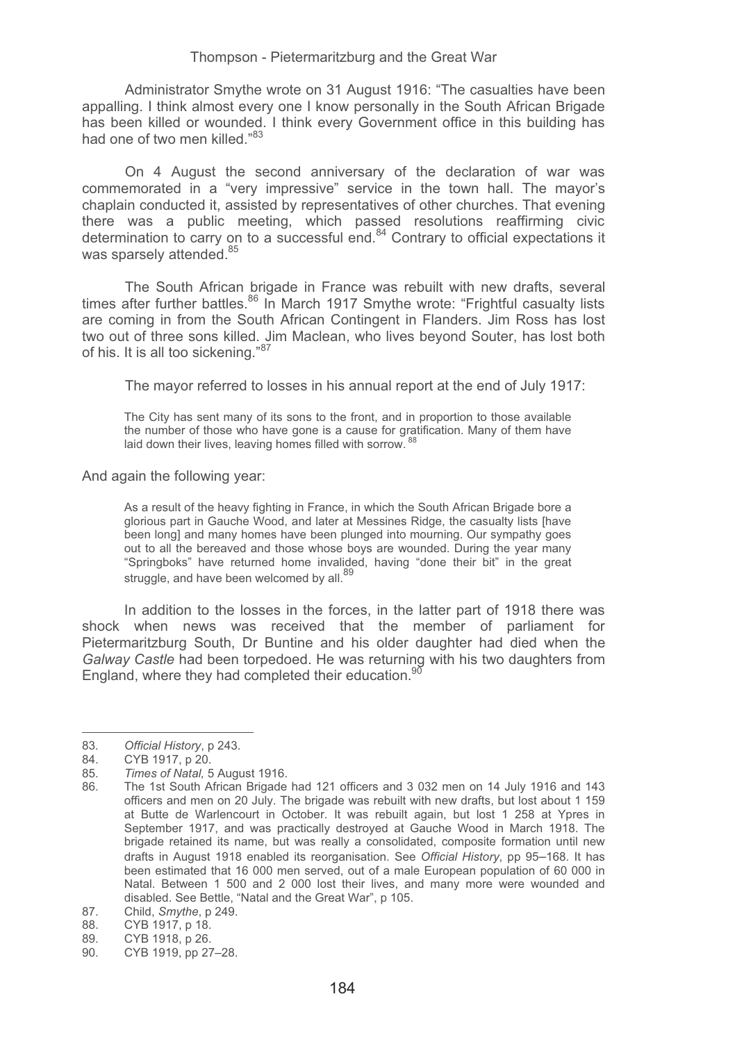Administrator Smythe wrote on 31 August 1916: "The casualties have been appalling. I think almost every one I know personally in the South African Brigade has been killed or wounded. I think every Government office in this building has had one of two men killed."[83]

On 4 August the second anniversary of the declaration of war was commemorated in a "very impressive" service in the town hall. The mayor's chaplain conducted it, assisted by representatives of other churches. That evening there was a public meeting, which passed resolutions reaffirming civic determination to carry on to a successful end.[84] Contrary to official expectations it was sparsely attended.[85]

The South African brigade in France was rebuilt with new drafts, several times after further battles.[86] In March 1917 Smythe wrote: "Frightful casualty lists are coming in from the South African Contingent in Flanders. Jim Ross has lost two out of three sons killed. Jim Maclean, who lives beyond Souter, has lost both of his. It is all too sickening."[87]

The mayor referred to losses in his annual report at the end of July 1917:

> The City has sent many of its sons to the front, and in proportion to those available the number of those who have gone is a cause for gratification. Many of them have laid down their lives, leaving homes filled with sorrow.[88]

And again the following year:

> As a result of the heavy fighting in France, in which the South African Brigade bore a glorious part in Gauche Wood, and later at Messines Ridge, the casualty lists [have been long] and many homes have been plunged into mourning. Our sympathy goes out to all the bereaved and those whose boys are wounded. During the year many "Springboks" have returned home invalided, having "done their bit" in the great struggle, and have been welcomed by all.[89]

In addition to the losses in the forces, in the latter part of 1918 there was shock when news was received that the member of parliament for Pietermaritzburg South, Dr Buntine and his older daughter had died when the *Galway Castle* had been torpedoed. He was returning with his two daughters from England, where they had completed their education.[90]

---

83. *Official History*, p 243.
84. CYB 1917, p 20.
85. *Times of Natal*, 5 August 1916.
86. The 1st South African Brigade had 121 officers and 3 032 men on 14 July 1916 and 143 officers and men on 20 July. The brigade was rebuilt with new drafts, but lost about 1 159 at Butte de Warlencourt in October. It was rebuilt again, but lost 1 258 at Ypres in September 1917, and was practically destroyed at Gauche Wood in March 1918. The brigade retained its name, but was really a consolidated, composite formation until new drafts in August 1918 enabled its reorganisation. See *Official History*, pp 95–168. It has been estimated that 16 000 men served, out of a male European population of 60 000 in Natal. Between 1 500 and 2 000 lost their lives, and many more were wounded and disabled. See Bettle, "Natal and the Great War", p 105.
87. Child, *Smythe*, p 249.
88. CYB 1917, p 18.
89. CYB 1918, p 26.
90. CYB 1919, pp 27–28.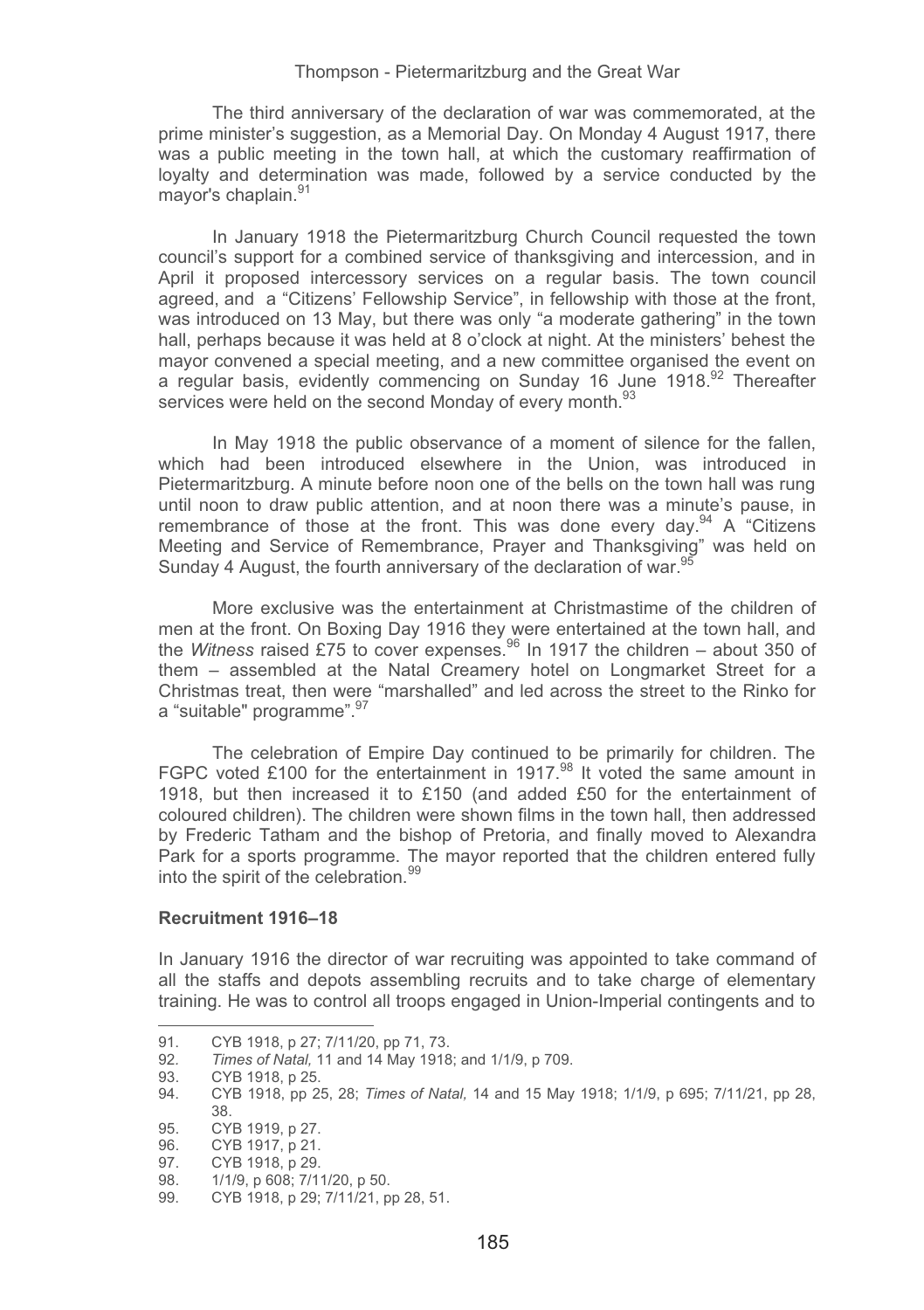The third anniversary of the declaration of war was commemorated, at the prime minister's suggestion, as a Memorial Day. On Monday 4 August 1917, there was a public meeting in the town hall, at which the customary reaffirmation of loyalty and determination was made, followed by a service conducted by the mayor's chaplain.[91]

In January 1918 the Pietermaritzburg Church Council requested the town council's support for a combined service of thanksgiving and intercession, and in April it proposed intercessory services on a regular basis. The town council agreed, and a "Citizens' Fellowship Service", in fellowship with those at the front, was introduced on 13 May, but there was only "a moderate gathering" in the town hall, perhaps because it was held at 8 o'clock at night. At the ministers' behest the mayor convened a special meeting, and a new committee organised the event on a regular basis, evidently commencing on Sunday 16 June 1918.[92] Thereafter services were held on the second Monday of every month.[93]

In May 1918 the public observance of a moment of silence for the fallen, which had been introduced elsewhere in the Union, was introduced in Pietermaritzburg. A minute before noon one of the bells on the town hall was rung until noon to draw public attention, and at noon there was a minute's pause, in remembrance of those at the front. This was done every day.[94] A "Citizens Meeting and Service of Remembrance, Prayer and Thanksgiving" was held on Sunday 4 August, the fourth anniversary of the declaration of war.[95]

More exclusive was the entertainment at Christmastime of the children of men at the front. On Boxing Day 1916 they were entertained at the town hall, and the *Witness* raised £75 to cover expenses.[96] In 1917 the children – about 350 of them – assembled at the Natal Creamery hotel on Longmarket Street for a Christmas treat, then were "marshalled" and led across the street to the Rinko for a "suitable" programme".[97]

The celebration of Empire Day continued to be primarily for children. The FGPC voted £100 for the entertainment in 1917.[98] It voted the same amount in 1918, but then increased it to £150 (and added £50 for the entertainment of coloured children). The children were shown films in the town hall, then addressed by Frederic Tatham and the bishop of Pretoria, and finally moved to Alexandra Park for a sports programme. The mayor reported that the children entered fully into the spirit of the celebration.[99]

**Recruitment 1916–18**

In January 1916 the director of war recruiting was appointed to take command of all the staffs and depots assembling recruits and to take charge of elementary training. He was to control all troops engaged in Union-Imperial contingents and to

---

91. CYB 1918, p 27; 7/11/20, pp 71, 73.
92. *Times of Natal,* 11 and 14 May 1918; and 1/1/9, p 709.
93. CYB 1918, p 25.
94. CYB 1918, pp 25, 28; *Times of Natal,* 14 and 15 May 1918; 1/1/9, p 695; 7/11/21, pp 28, 38.
95. CYB 1919, p 27.
96. CYB 1917, p 21.
97. CYB 1918, p 29.
98. 1/1/9, p 608; 7/11/20, p 50.
99. CYB 1918, p 29; 7/11/21, pp 28, 51.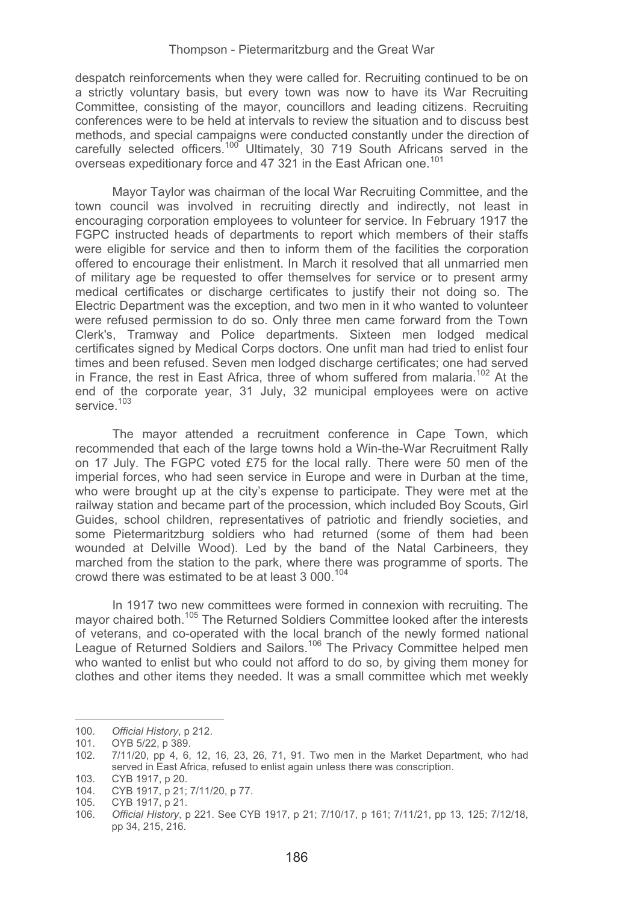despatch reinforcements when they were called for. Recruiting continued to be on a strictly voluntary basis, but every town was now to have its War Recruiting Committee, consisting of the mayor, councillors and leading citizens. Recruiting conferences were to be held at intervals to review the situation and to discuss best methods, and special campaigns were conducted constantly under the direction of carefully selected officers.[100] Ultimately, 30 719 South Africans served in the overseas expeditionary force and 47 321 in the East African one.[101]

Mayor Taylor was chairman of the local War Recruiting Committee, and the town council was involved in recruiting directly and indirectly, not least in encouraging corporation employees to volunteer for service. In February 1917 the FGPC instructed heads of departments to report which members of their staffs were eligible for service and then to inform them of the facilities the corporation offered to encourage their enlistment. In March it resolved that all unmarried men of military age be requested to offer themselves for service or to present army medical certificates or discharge certificates to justify their not doing so. The Electric Department was the exception, and two men in it who wanted to volunteer were refused permission to do so. Only three men came forward from the Town Clerk's, Tramway and Police departments. Sixteen men lodged medical certificates signed by Medical Corps doctors. One unfit man had tried to enlist four times and been refused. Seven men lodged discharge certificates; one had served in France, the rest in East Africa, three of whom suffered from malaria.[102] At the end of the corporate year, 31 July, 32 municipal employees were on active service.[103]

The mayor attended a recruitment conference in Cape Town, which recommended that each of the large towns hold a Win-the-War Recruitment Rally on 17 July. The FGPC voted £75 for the local rally. There were 50 men of the imperial forces, who had seen service in Europe and were in Durban at the time, who were brought up at the city's expense to participate. They were met at the railway station and became part of the procession, which included Boy Scouts, Girl Guides, school children, representatives of patriotic and friendly societies, and some Pietermaritzburg soldiers who had returned (some of them had been wounded at Delville Wood). Led by the band of the Natal Carbineers, they marched from the station to the park, where there was programme of sports. The crowd there was estimated to be at least 3 000.[104]

In 1917 two new committees were formed in connexion with recruiting. The mayor chaired both.[105] The Returned Soldiers Committee looked after the interests of veterans, and co-operated with the local branch of the newly formed national League of Returned Soldiers and Sailors.[106] The Privacy Committee helped men who wanted to enlist but who could not afford to do so, by giving them money for clothes and other items they needed. It was a small committee which met weekly

---

100. *Official History*, p 212.
101. OYB 5/22, p 389.
102. 7/11/20, pp 4, 6, 12, 16, 23, 26, 71, 91. Two men in the Market Department, who had served in East Africa, refused to enlist again unless there was conscription.
103. CYB 1917, p 20.
104. CYB 1917, p 21; 7/11/20, p 77.
105. CYB 1917, p 21.
106. *Official History*, p 221. See CYB 1917, p 21; 7/10/17, p 161; 7/11/21, pp 13, 125; 7/12/18, pp 34, 215, 216.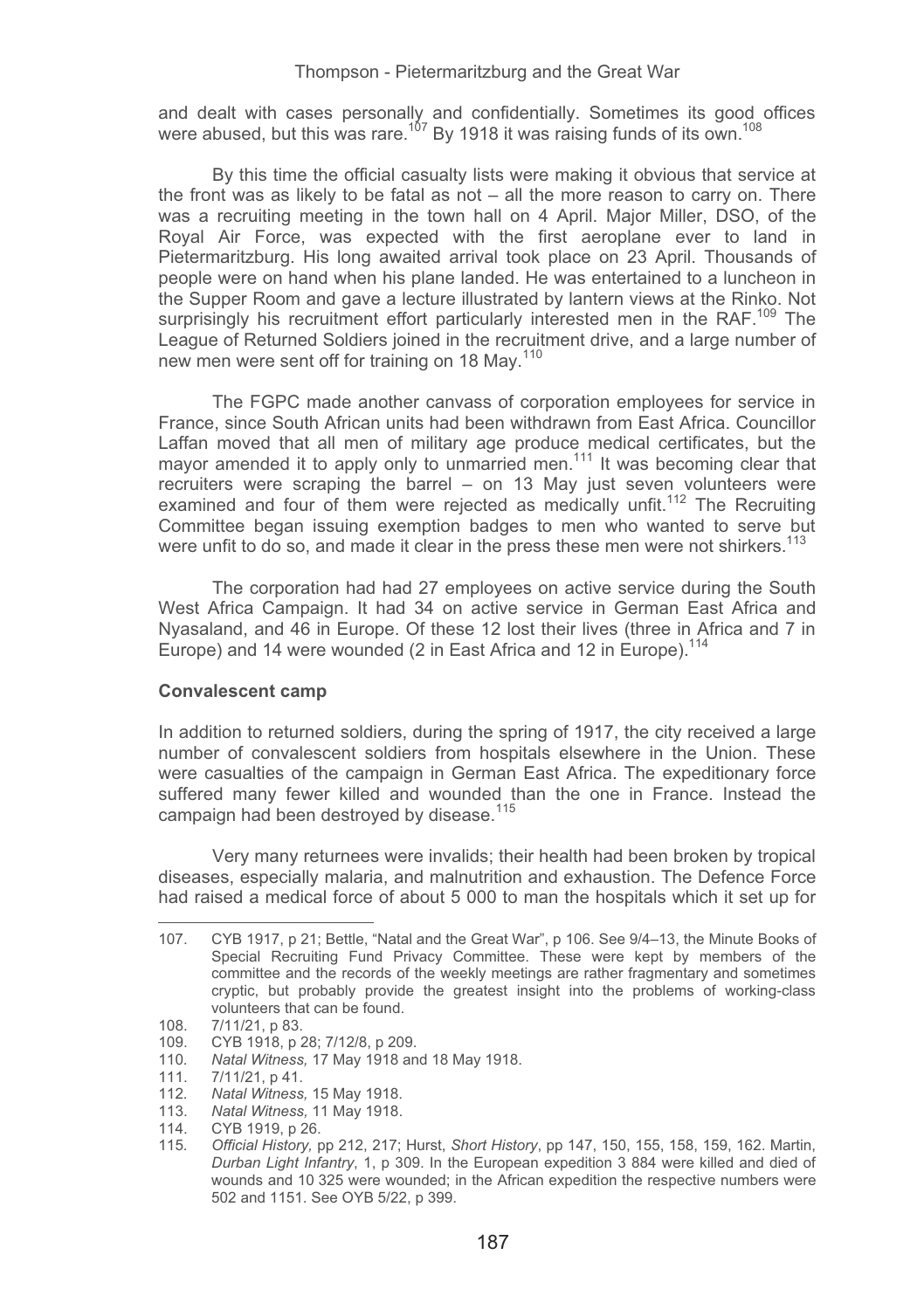and dealt with cases personally and confidentially. Sometimes its good offices were abused, but this was rare.[107] By 1918 it was raising funds of its own.[108]

By this time the official casualty lists were making it obvious that service at the front was as likely to be fatal as not – all the more reason to carry on. There was a recruiting meeting in the town hall on 4 April. Major Miller, DSO, of the Royal Air Force, was expected with the first aeroplane ever to land in Pietermaritzburg. His long awaited arrival took place on 23 April. Thousands of people were on hand when his plane landed. He was entertained to a luncheon in the Supper Room and gave a lecture illustrated by lantern views at the Rinko. Not surprisingly his recruitment effort particularly interested men in the RAF.[109] The League of Returned Soldiers joined in the recruitment drive, and a large number of new men were sent off for training on 18 May.[110]

The FGPC made another canvass of corporation employees for service in France, since South African units had been withdrawn from East Africa. Councillor Laffan moved that all men of military age produce medical certificates, but the mayor amended it to apply only to unmarried men.[111] It was becoming clear that recruiters were scraping the barrel – on 13 May just seven volunteers were examined and four of them were rejected as medically unfit.[112] The Recruiting Committee began issuing exemption badges to men who wanted to serve but were unfit to do so, and made it clear in the press these men were not shirkers.[113]

The corporation had had 27 employees on active service during the South West Africa Campaign. It had 34 on active service in German East Africa and Nyasaland, and 46 in Europe. Of these 12 lost their lives (three in Africa and 7 in Europe) and 14 were wounded (2 in East Africa and 12 in Europe).[114]

**Convalescent camp**

In addition to returned soldiers, during the spring of 1917, the city received a large number of convalescent soldiers from hospitals elsewhere in the Union. These were casualties of the campaign in German East Africa. The expeditionary force suffered many fewer killed and wounded than the one in France. Instead the campaign had been destroyed by disease.[115]

Very many returnees were invalids; their health had been broken by tropical diseases, especially malaria, and malnutrition and exhaustion. The Defence Force had raised a medical force of about 5 000 to man the hospitals which it set up for

---

107. CYB 1917, p 21; Bettle, "Natal and the Great War", p 106. See 9/4–13, the Minute Books of Special Recruiting Fund Privacy Committee. These were kept by members of the committee and the records of the weekly meetings are rather fragmentary and sometimes cryptic, but probably provide the greatest insight into the problems of working-class volunteers that can be found.
108. 7/11/21, p 83.
109. CYB 1918, p 28; 7/12/8, p 209.
110. *Natal Witness,* 17 May 1918 and 18 May 1918.
111. 7/11/21, p 41.
112. *Natal Witness,* 15 May 1918.
113. *Natal Witness,* 11 May 1918.
114. CYB 1919, p 26.
115. *Official History,* pp 212, 217; Hurst, *Short History*, pp 147, 150, 155, 158, 159, 162. Martin, *Durban Light Infantry*, 1, p 309. In the European expedition 3 884 were killed and died of wounds and 10 325 were wounded; in the African expedition the respective numbers were 502 and 1151. See OYB 5/22, p 399.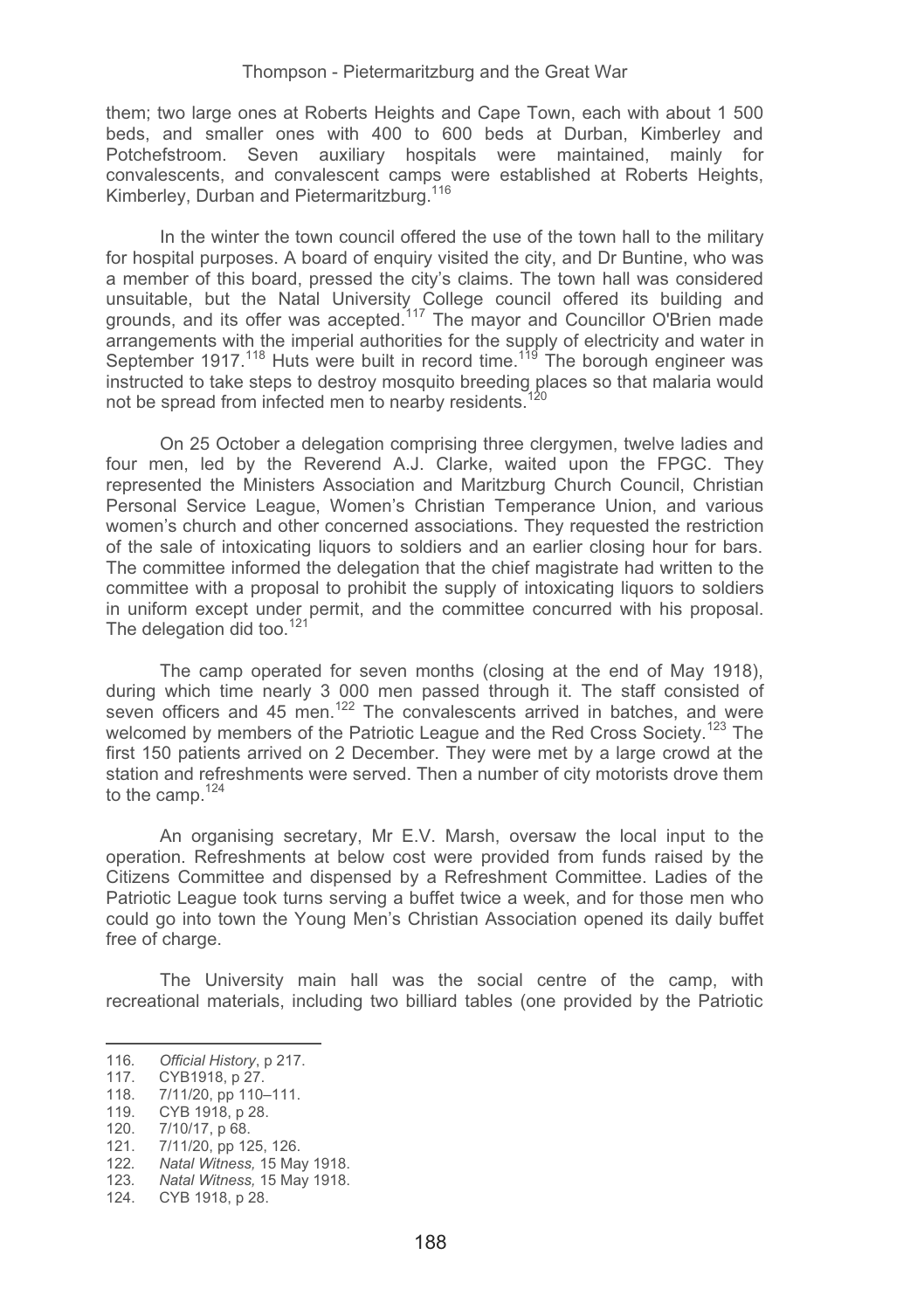them; two large ones at Roberts Heights and Cape Town, each with about 1 500 beds, and smaller ones with 400 to 600 beds at Durban, Kimberley and Potchefstroom. Seven auxiliary hospitals were maintained, mainly for convalescents, and convalescent camps were established at Roberts Heights, Kimberley, Durban and Pietermaritzburg.[116]

In the winter the town council offered the use of the town hall to the military for hospital purposes. A board of enquiry visited the city, and Dr Buntine, who was a member of this board, pressed the city's claims. The town hall was considered unsuitable, but the Natal University College council offered its building and grounds, and its offer was accepted.[117] The mayor and Councillor O'Brien made arrangements with the imperial authorities for the supply of electricity and water in September 1917.[118] Huts were built in record time.[119] The borough engineer was instructed to take steps to destroy mosquito breeding places so that malaria would not be spread from infected men to nearby residents.[120]

On 25 October a delegation comprising three clergymen, twelve ladies and four men, led by the Reverend A.J. Clarke, waited upon the FPGC. They represented the Ministers Association and Maritzburg Church Council, Christian Personal Service League, Women's Christian Temperance Union, and various women's church and other concerned associations. They requested the restriction of the sale of intoxicating liquors to soldiers and an earlier closing hour for bars. The committee informed the delegation that the chief magistrate had written to the committee with a proposal to prohibit the supply of intoxicating liquors to soldiers in uniform except under permit, and the committee concurred with his proposal. The delegation did too.[121]

The camp operated for seven months (closing at the end of May 1918), during which time nearly 3 000 men passed through it. The staff consisted of seven officers and 45 men.[122] The convalescents arrived in batches, and were welcomed by members of the Patriotic League and the Red Cross Society.[123] The first 150 patients arrived on 2 December. They were met by a large crowd at the station and refreshments were served. Then a number of city motorists drove them to the camp.[124]

An organising secretary, Mr E.V. Marsh, oversaw the local input to the operation. Refreshments at below cost were provided from funds raised by the Citizens Committee and dispensed by a Refreshment Committee. Ladies of the Patriotic League took turns serving a buffet twice a week, and for those men who could go into town the Young Men's Christian Association opened its daily buffet free of charge.

The University main hall was the social centre of the camp, with recreational materials, including two billiard tables (one provided by the Patriotic

---

116. *Official History*, p 217.
117. CYB1918, p 27.
118. 7/11/20, pp 110–111.
119. CYB 1918, p 28.
120. 7/10/17, p 68.
121. 7/11/20, pp 125, 126.
122. *Natal Witness,* 15 May 1918.
123. *Natal Witness,* 15 May 1918.
124. CYB 1918, p 28.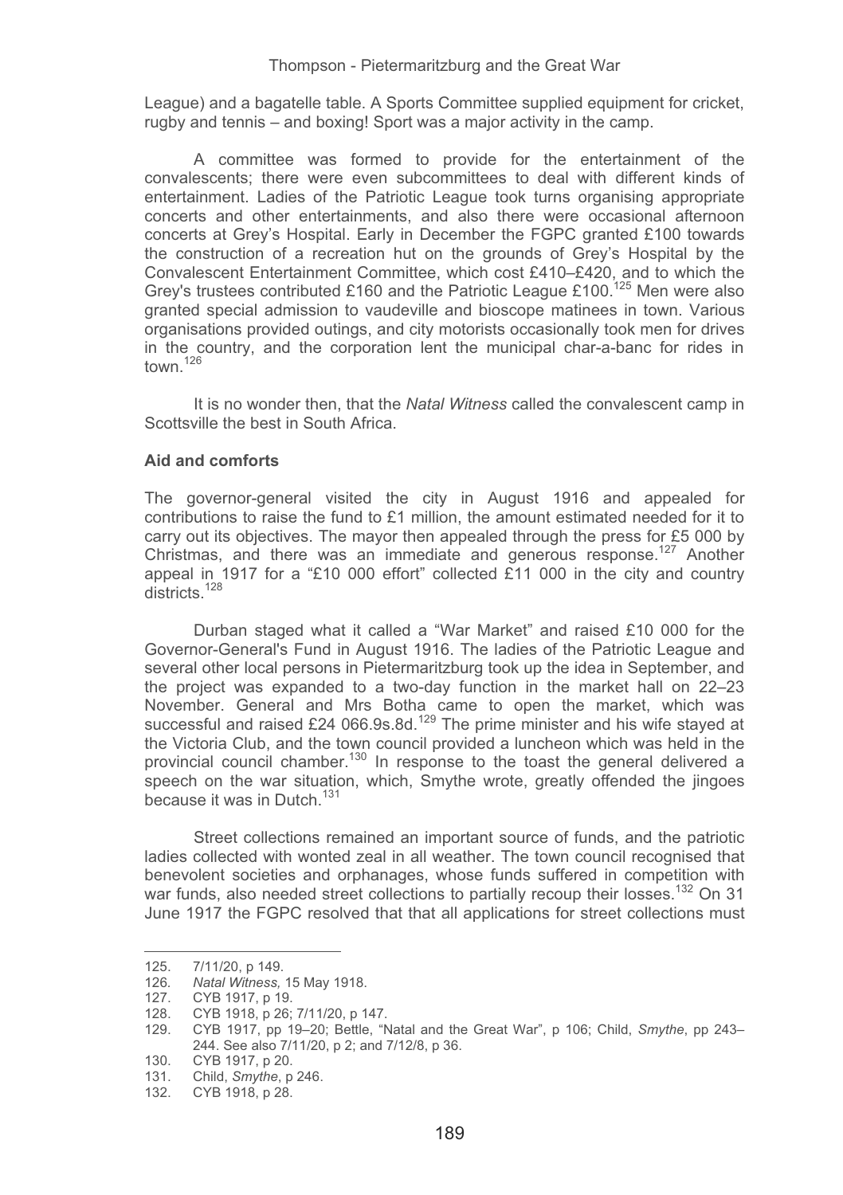League) and a bagatelle table. A Sports Committee supplied equipment for cricket, rugby and tennis – and boxing! Sport was a major activity in the camp.

A committee was formed to provide for the entertainment of the convalescents; there were even subcommittees to deal with different kinds of entertainment. Ladies of the Patriotic League took turns organising appropriate concerts and other entertainments, and also there were occasional afternoon concerts at Grey's Hospital. Early in December the FGPC granted £100 towards the construction of a recreation hut on the grounds of Grey's Hospital by the Convalescent Entertainment Committee, which cost £410–£420, and to which the Grey's trustees contributed £160 and the Patriotic League £100.[125] Men were also granted special admission to vaudeville and bioscope matinees in town. Various organisations provided outings, and city motorists occasionally took men for drives in the country, and the corporation lent the municipal char-a-banc for rides in town.[126]

It is no wonder then, that the *Natal Witness* called the convalescent camp in Scottsville the best in South Africa.

**Aid and comforts**

The governor-general visited the city in August 1916 and appealed for contributions to raise the fund to £1 million, the amount estimated needed for it to carry out its objectives. The mayor then appealed through the press for £5 000 by Christmas, and there was an immediate and generous response.[127] Another appeal in 1917 for a "£10 000 effort" collected £11 000 in the city and country districts.[128]

Durban staged what it called a "War Market" and raised £10 000 for the Governor-General's Fund in August 1916. The ladies of the Patriotic League and several other local persons in Pietermaritzburg took up the idea in September, and the project was expanded to a two-day function in the market hall on 22–23 November. General and Mrs Botha came to open the market, which was successful and raised £24 066.9s.8d.[129] The prime minister and his wife stayed at the Victoria Club, and the town council provided a luncheon which was held in the provincial council chamber.[130] In response to the toast the general delivered a speech on the war situation, which, Smythe wrote, greatly offended the jingoes because it was in Dutch.[131]

Street collections remained an important source of funds, and the patriotic ladies collected with wonted zeal in all weather. The town council recognised that benevolent societies and orphanages, whose funds suffered in competition with war funds, also needed street collections to partially recoup their losses.[132] On 31 June 1917 the FGPC resolved that that all applications for street collections must

---

125. 7/11/20, p 149.
126. *Natal Witness,* 15 May 1918.
127. CYB 1917, p 19.
128. CYB 1918, p 26; 7/11/20, p 147.
129. CYB 1917, pp 19–20; Bettle, "Natal and the Great War", p 106; Child, *Smythe*, pp 243–244. See also 7/11/20, p 2; and 7/12/8, p 36.
130. CYB 1917, p 20.
131. Child, *Smythe*, p 246.
132. CYB 1918, p 28.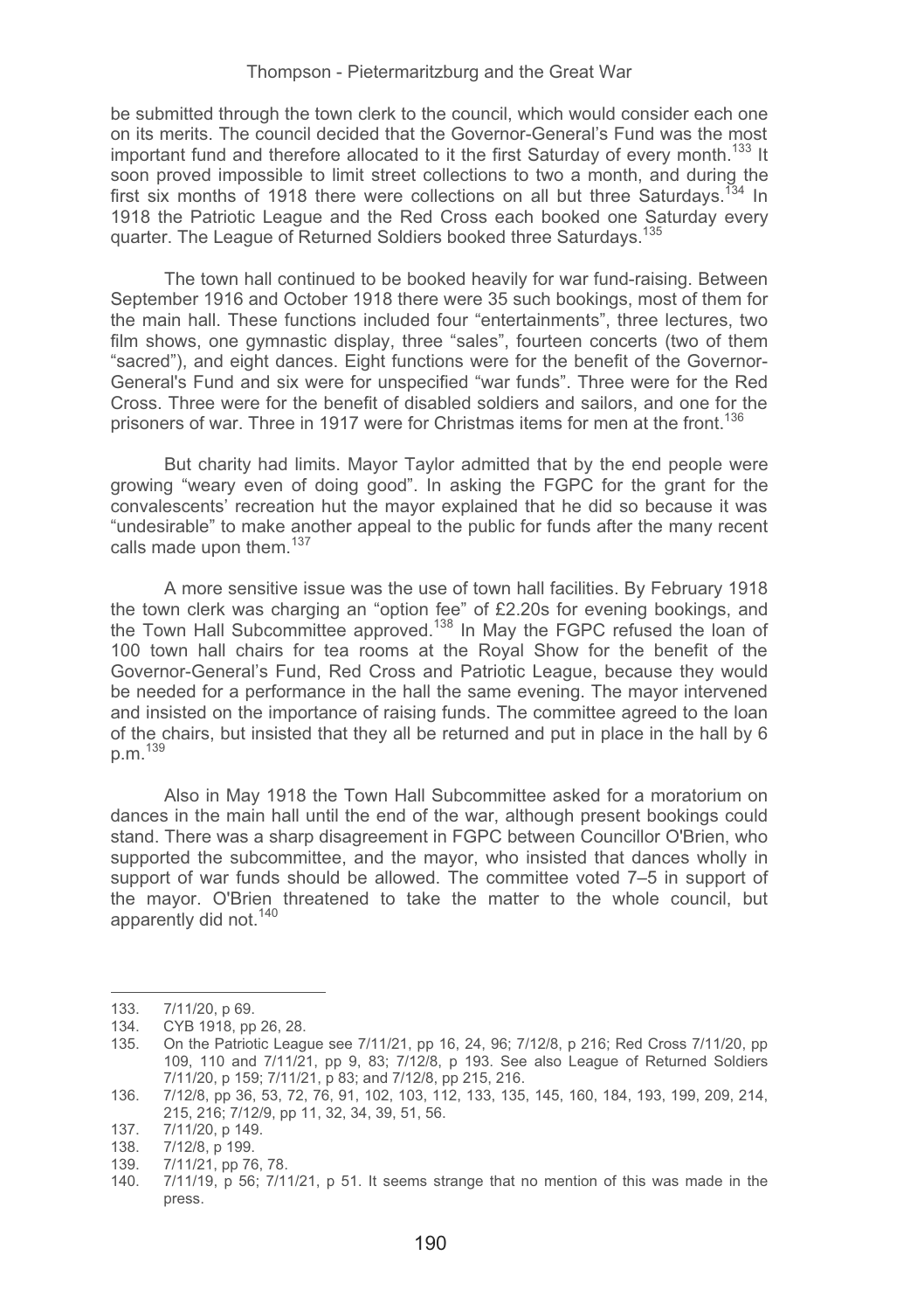be submitted through the town clerk to the council, which would consider each one on its merits. The council decided that the Governor-General's Fund was the most important fund and therefore allocated to it the first Saturday of every month.[133] It soon proved impossible to limit street collections to two a month, and during the first six months of 1918 there were collections on all but three Saturdays.[134] In 1918 the Patriotic League and the Red Cross each booked one Saturday every quarter. The League of Returned Soldiers booked three Saturdays.[135]

The town hall continued to be booked heavily for war fund-raising. Between September 1916 and October 1918 there were 35 such bookings, most of them for the main hall. These functions included four "entertainments", three lectures, two film shows, one gymnastic display, three "sales", fourteen concerts (two of them "sacred"), and eight dances. Eight functions were for the benefit of the Governor-General's Fund and six were for unspecified "war funds". Three were for the Red Cross. Three were for the benefit of disabled soldiers and sailors, and one for the prisoners of war. Three in 1917 were for Christmas items for men at the front.[136]

But charity had limits. Mayor Taylor admitted that by the end people were growing "weary even of doing good". In asking the FGPC for the grant for the convalescents' recreation hut the mayor explained that he did so because it was "undesirable" to make another appeal to the public for funds after the many recent calls made upon them.[137]

A more sensitive issue was the use of town hall facilities. By February 1918 the town clerk was charging an "option fee" of £2.20s for evening bookings, and the Town Hall Subcommittee approved.[138] In May the FGPC refused the loan of 100 town hall chairs for tea rooms at the Royal Show for the benefit of the Governor-General's Fund, Red Cross and Patriotic League, because they would be needed for a performance in the hall the same evening. The mayor intervened and insisted on the importance of raising funds. The committee agreed to the loan of the chairs, but insisted that they all be returned and put in place in the hall by 6 p.m.[139]

Also in May 1918 the Town Hall Subcommittee asked for a moratorium on dances in the main hall until the end of the war, although present bookings could stand. There was a sharp disagreement in FGPC between Councillor O'Brien, who supported the subcommittee, and the mayor, who insisted that dances wholly in support of war funds should be allowed. The committee voted 7–5 in support of the mayor. O'Brien threatened to take the matter to the whole council, but apparently did not.[140]

---

133. 7/11/20, p 69.
134. CYB 1918, pp 26, 28.
135. On the Patriotic League see 7/11/21, pp 16, 24, 96; 7/12/8, p 216; Red Cross 7/11/20, pp 109, 110 and 7/11/21, pp 9, 83; 7/12/8, p 193. See also League of Returned Soldiers 7/11/20, p 159; 7/11/21, p 83; and 7/12/8, pp 215, 216.
136. 7/12/8, pp 36, 53, 72, 76, 91, 102, 103, 112, 133, 135, 145, 160, 184, 193, 199, 209, 214, 215, 216; 7/12/9, pp 11, 32, 34, 39, 51, 56.
137. 7/11/20, p 149.
138. 7/12/8, p 199.
139. 7/11/21, pp 76, 78.
140. 7/11/19, p 56; 7/11/21, p 51. It seems strange that no mention of this was made in the press.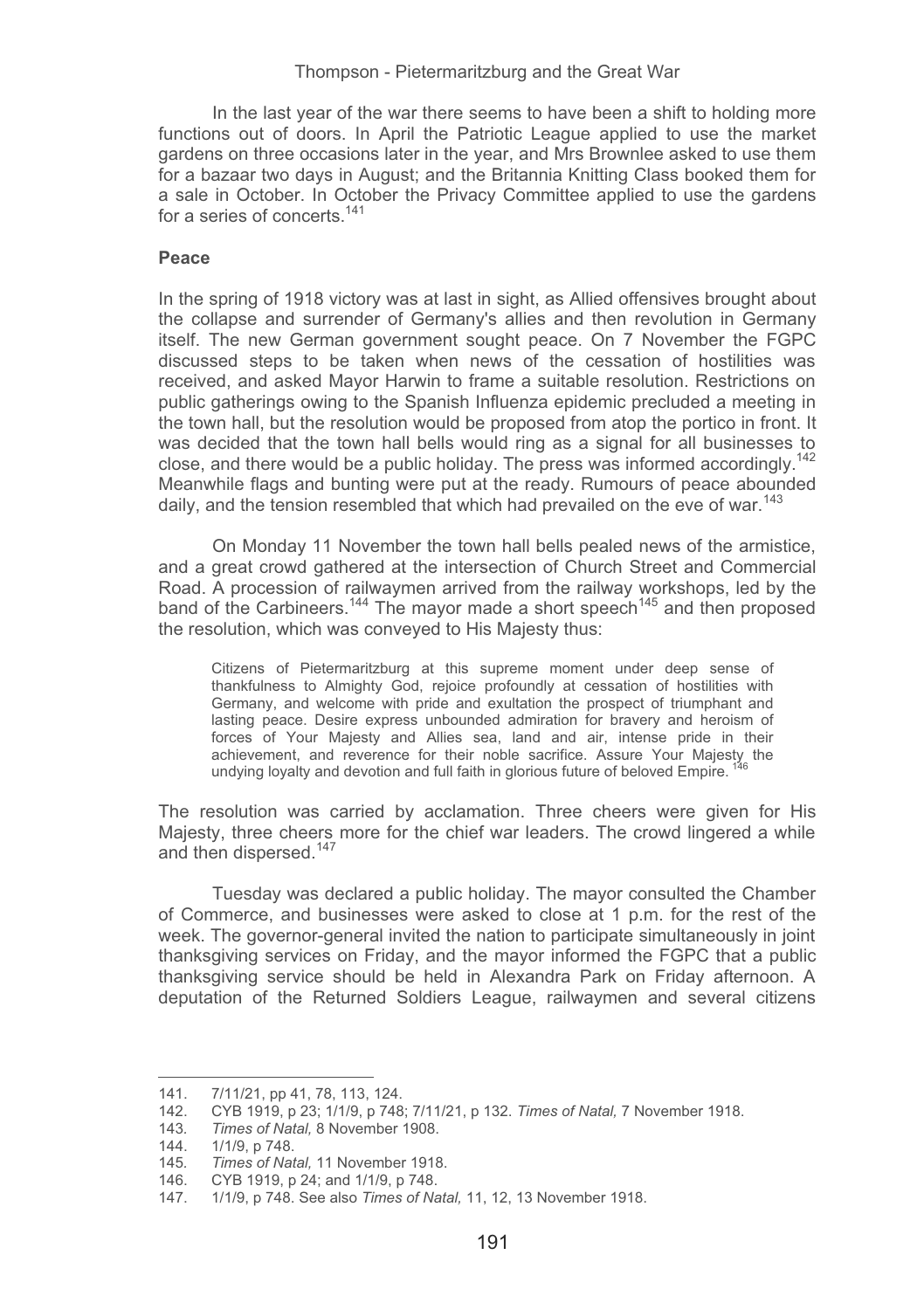In the last year of the war there seems to have been a shift to holding more functions out of doors. In April the Patriotic League applied to use the market gardens on three occasions later in the year, and Mrs Brownlee asked to use them for a bazaar two days in August; and the Britannia Knitting Class booked them for a sale in October. In October the Privacy Committee applied to use the gardens for a series of concerts.[141]

**Peace**

In the spring of 1918 victory was at last in sight, as Allied offensives brought about the collapse and surrender of Germany's allies and then revolution in Germany itself. The new German government sought peace. On 7 November the FGPC discussed steps to be taken when news of the cessation of hostilities was received, and asked Mayor Harwin to frame a suitable resolution. Restrictions on public gatherings owing to the Spanish Influenza epidemic precluded a meeting in the town hall, but the resolution would be proposed from atop the portico in front. It was decided that the town hall bells would ring as a signal for all businesses to close, and there would be a public holiday. The press was informed accordingly.[142] Meanwhile flags and bunting were put at the ready. Rumours of peace abounded daily, and the tension resembled that which had prevailed on the eve of war.[143]

On Monday 11 November the town hall bells pealed news of the armistice, and a great crowd gathered at the intersection of Church Street and Commercial Road. A procession of railwaymen arrived from the railway workshops, led by the band of the Carbineers.[144] The mayor made a short speech[145] and then proposed the resolution, which was conveyed to His Majesty thus:

> Citizens of Pietermaritzburg at this supreme moment under deep sense of thankfulness to Almighty God, rejoice profoundly at cessation of hostilities with Germany, and welcome with pride and exultation the prospect of triumphant and lasting peace. Desire express unbounded admiration for bravery and heroism of forces of Your Majesty and Allies sea, land and air, intense pride in their achievement, and reverence for their noble sacrifice. Assure Your Majesty the undying loyalty and devotion and full faith in glorious future of beloved Empire.[146]

The resolution was carried by acclamation. Three cheers were given for His Majesty, three cheers more for the chief war leaders. The crowd lingered a while and then dispersed.[147]

Tuesday was declared a public holiday. The mayor consulted the Chamber of Commerce, and businesses were asked to close at 1 p.m. for the rest of the week. The governor-general invited the nation to participate simultaneously in joint thanksgiving services on Friday, and the mayor informed the FGPC that a public thanksgiving service should be held in Alexandra Park on Friday afternoon. A deputation of the Returned Soldiers League, railwaymen and several citizens

---

141. 7/11/21, pp 41, 78, 113, 124.
142. CYB 1919, p 23; 1/1/9, p 748; 7/11/21, p 132. *Times of Natal,* 7 November 1918.
143. *Times of Natal,* 8 November 1908.
144. 1/1/9, p 748.
145. *Times of Natal,* 11 November 1918.
146. CYB 1919, p 24; and 1/1/9, p 748.
147. 1/1/9, p 748. See also *Times of Natal,* 11, 12, 13 November 1918.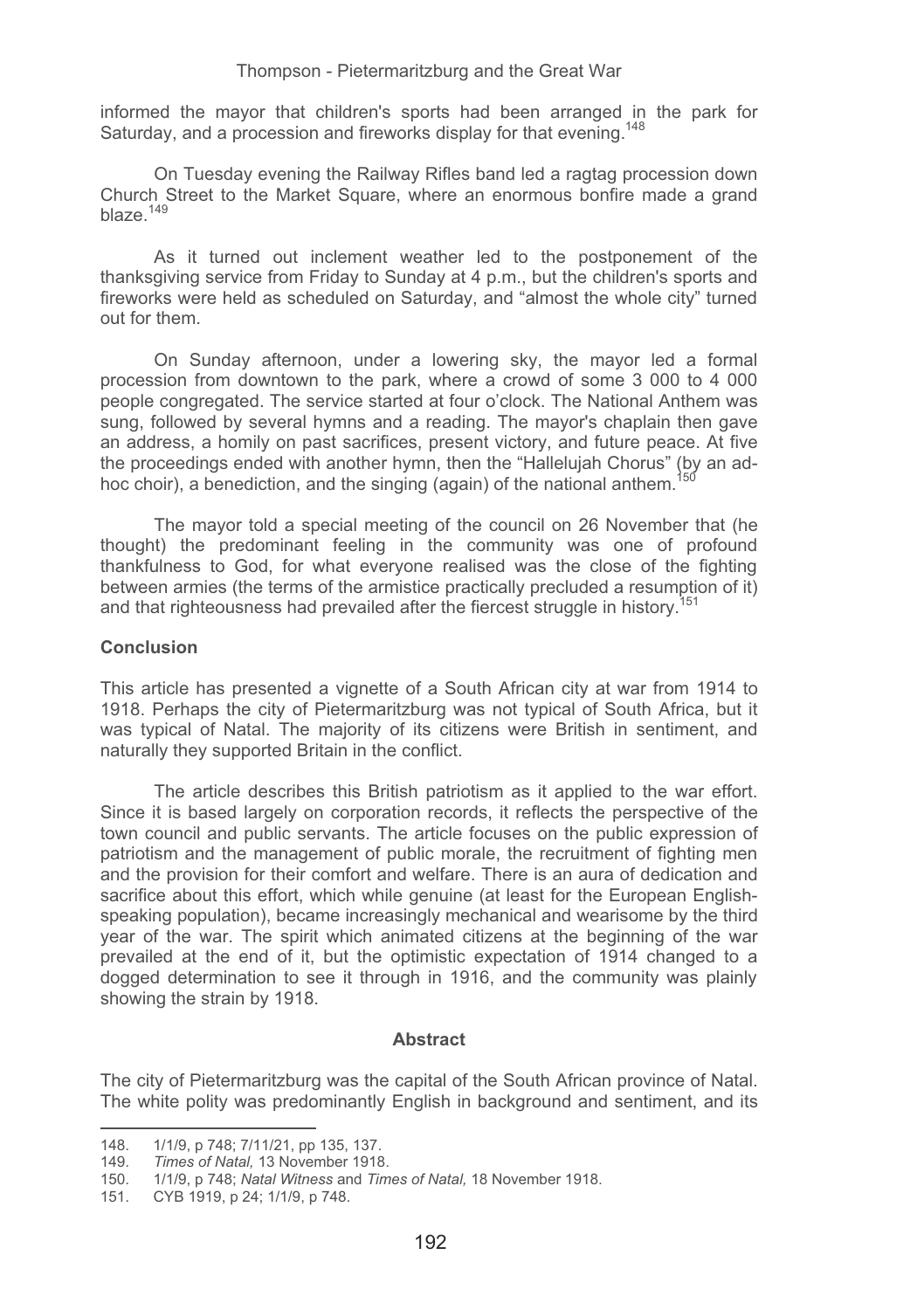informed the mayor that children's sports had been arranged in the park for Saturday, and a procession and fireworks display for that evening.[148]

On Tuesday evening the Railway Rifles band led a ragtag procession down Church Street to the Market Square, where an enormous bonfire made a grand blaze.[149]

As it turned out inclement weather led to the postponement of the thanksgiving service from Friday to Sunday at 4 p.m., but the children's sports and fireworks were held as scheduled on Saturday, and "almost the whole city" turned out for them.

On Sunday afternoon, under a lowering sky, the mayor led a formal procession from downtown to the park, where a crowd of some 3 000 to 4 000 people congregated. The service started at four o'clock. The National Anthem was sung, followed by several hymns and a reading. The mayor's chaplain then gave an address, a homily on past sacrifices, present victory, and future peace. At five the proceedings ended with another hymn, then the "Hallelujah Chorus" (by an ad-hoc choir), a benediction, and the singing (again) of the national anthem.[150]

The mayor told a special meeting of the council on 26 November that (he thought) the predominant feeling in the community was one of profound thankfulness to God, for what everyone realised was the close of the fighting between armies (the terms of the armistice practically precluded a resumption of it) and that righteousness had prevailed after the fiercest struggle in history.[151]

## Conclusion

This article has presented a vignette of a South African city at war from 1914 to 1918. Perhaps the city of Pietermaritzburg was not typical of South Africa, but it was typical of Natal. The majority of its citizens were British in sentiment, and naturally they supported Britain in the conflict.

The article describes this British patriotism as it applied to the war effort. Since it is based largely on corporation records, it reflects the perspective of the town council and public servants. The article focuses on the public expression of patriotism and the management of public morale, the recruitment of fighting men and the provision for their comfort and welfare. There is an aura of dedication and sacrifice about this effort, which while genuine (at least for the European English-speaking population), became increasingly mechanical and wearisome by the third year of the war. The spirit which animated citizens at the beginning of the war prevailed at the end of it, but the optimistic expectation of 1914 changed to a dogged determination to see it through in 1916, and the community was plainly showing the strain by 1918.

## Abstract

The city of Pietermaritzburg was the capital of the South African province of Natal. The white polity was predominantly English in background and sentiment, and its

---

148. 1/1/9, p 748; 7/11/21, pp 135, 137.
149. *Times of Natal,* 13 November 1918.
150. 1/1/9, p 748; *Natal Witness* and *Times of Natal,* 18 November 1918.
151. CYB 1919, p 24; 1/1/9, p 748.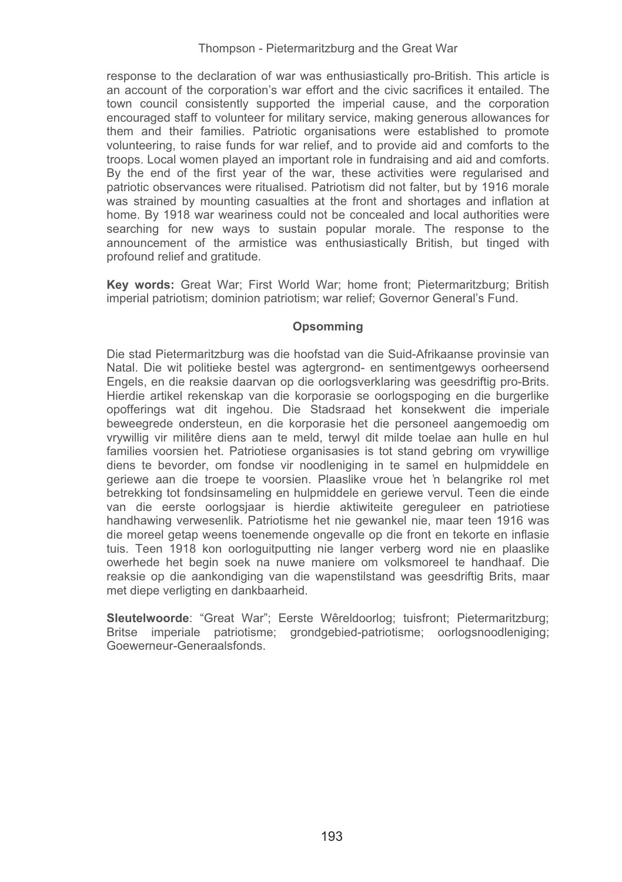response to the declaration of war was enthusiastically pro-British. This article is an account of the corporation's war effort and the civic sacrifices it entailed. The town council consistently supported the imperial cause, and the corporation encouraged staff to volunteer for military service, making generous allowances for them and their families. Patriotic organisations were established to promote volunteering, to raise funds for war relief, and to provide aid and comforts to the troops. Local women played an important role in fundraising and aid and comforts. By the end of the first year of the war, these activities were regularised and patriotic observances were ritualised. Patriotism did not falter, but by 1916 morale was strained by mounting casualties at the front and shortages and inflation at home. By 1918 war weariness could not be concealed and local authorities were searching for new ways to sustain popular morale. The response to the announcement of the armistice was enthusiastically British, but tinged with profound relief and gratitude.

**Key words:** Great War; First World War; home front; Pietermaritzburg; British imperial patriotism; dominion patriotism; war relief; Governor General's Fund.

## Opsomming

Die stad Pietermaritzburg was die hoofstad van die Suid-Afrikaanse provinsie van Natal. Die wit politieke bestel was agtergrond- en sentimentgewys oorheersend Engels, en die reaksie daarvan op die oorlogsverklaring was geesdriftig pro-Brits. Hierdie artikel rekenskap van die korporasie se oorlogspoging en die burgerlike opofferings wat dit ingehou. Die Stadsraad het konsekwent die imperiale beweegrede ondersteun, en die korporasie het die personeel aangemoedig om vrywillig vir militêre diens aan te meld, terwyl dit milde toelae aan hulle en hul families voorsien het. Patriotiese organisasies is tot stand gebring om vrywillige diens te bevorder, om fondse vir noodleniging in te samel en hulpmiddele en geriewe aan die troepe te voorsien. Plaaslike vroue het 'n belangrike rol met betrekking tot fondsinsameling en hulpmiddele en geriewe vervul. Teen die einde van die eerste oorlogsjaar is hierdie aktiwiteite gereguleer en patriotiese handhawing verwesenlik. Patriotisme het nie gewankel nie, maar teen 1916 was die moreel getap weens toenemende ongevalle op die front en tekorte en inflasie tuis. Teen 1918 kon oorloguitputting nie langer verberg word nie en plaaslike owerhede het begin soek na nuwe maniere om volksmoreel te handhaaf. Die reaksie op die aankondiging van die wapenstilstand was geesdriftig Brits, maar met diepe verligting en dankbaarheid.

**Sleutelwoorde**: "Great War"; Eerste Wêreldoorlog; tuisfront; Pietermaritzburg; Britse imperiale patriotisme; grondgebied-patriotisme; oorlogsnoodleniging; Goewerneur-Generaalsfonds.